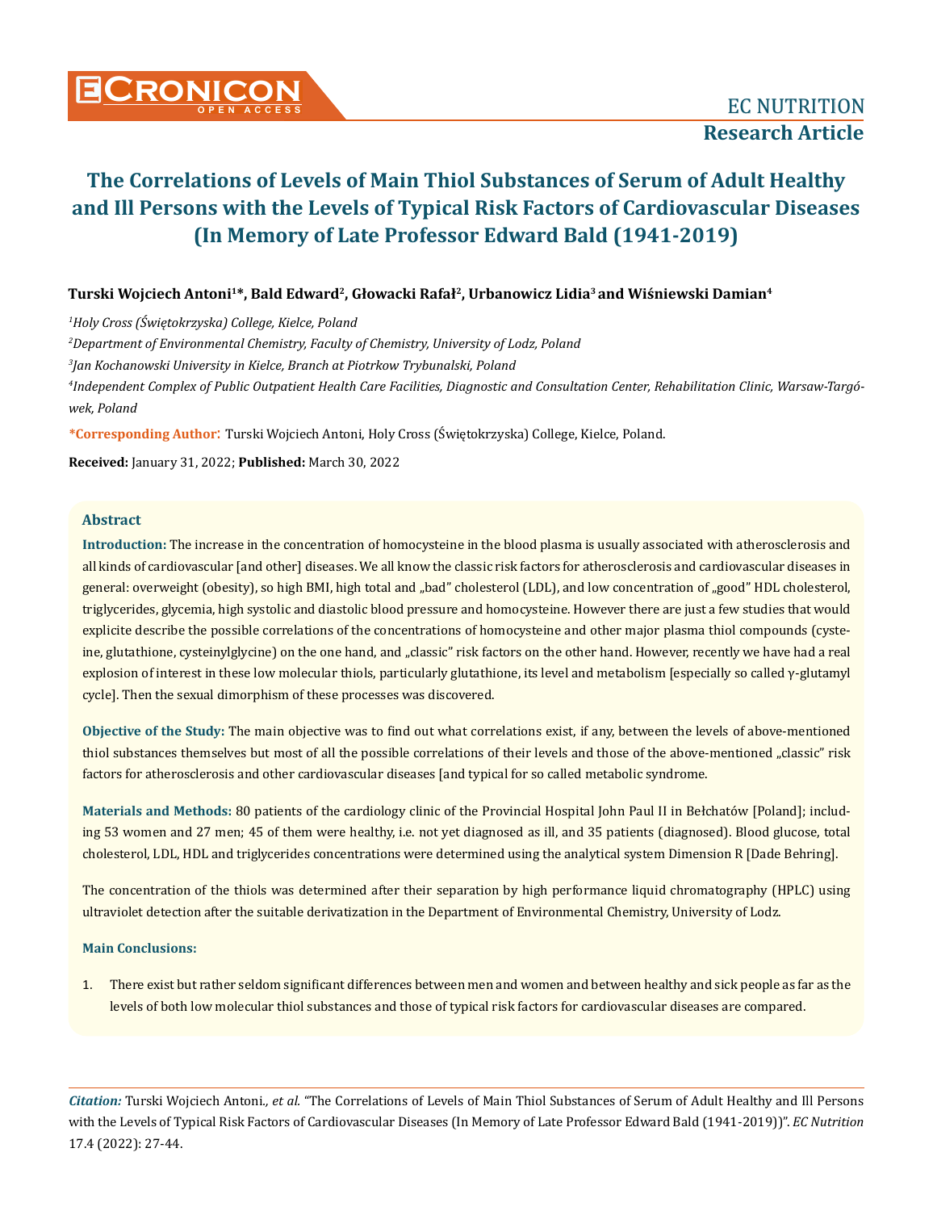# The Correlations of Levels of Main Thiol Substances of Serum of Adult Healthy and Ill Persons with the Levels of Typical Risk Factors of Cardiovascular Diseases (In Memory of Late Professor Edward Bald (1941-2019)

**Turski Wojciech Antoni[1]*, Bald Edward[2], Głowacki Rafał[2], Urbanowicz Lidia[3] and Wiśniewski Damian[4]**

*[1]Holy Cross (Świętokrzyska) College, Kielce, Poland*

*[2]Department of Environmental Chemistry, Faculty of Chemistry, University of Lodz, Poland*

*[3]Jan Kochanowski University in Kielce, Branch at Piotrkow Trybunalski, Poland*

*[4]Independent Complex of Public Outpatient Health Care Facilities, Diagnostic and Consultation Center, Rehabilitation Clinic, Warsaw-Targówek, Poland*

**\*Corresponding Author:** Turski Wojciech Antoni, Holy Cross (Świętokrzyska) College, Kielce, Poland.

**Received:** January 31, 2022; **Published:** March 30, 2022

## Abstract

**Introduction:** The increase in the concentration of homocysteine in the blood plasma is usually associated with atherosclerosis and all kinds of cardiovascular [and other] diseases. We all know the classic risk factors for atherosclerosis and cardiovascular diseases in general: overweight (obesity), so high BMI, high total and „bad" cholesterol (LDL), and low concentration of „good" HDL cholesterol, triglycerides, glycemia, high systolic and diastolic blood pressure and homocysteine. However there are just a few studies that would explicite describe the possible correlations of the concentrations of homocysteine and other major plasma thiol compounds (cysteine, glutathione, cysteinylglycine) on the one hand, and „classic" risk factors on the other hand. However, recently we have had a real explosion of interest in these low molecular thiols, particularly glutathione, its level and metabolism [especially so called γ-glutamyl cycle]. Then the sexual dimorphism of these processes was discovered.

**Objective of the Study:** The main objective was to find out what correlations exist, if any, between the levels of above-mentioned thiol substances themselves but most of all the possible correlations of their levels and those of the above-mentioned „classic" risk factors for atherosclerosis and other cardiovascular diseases [and typical for so called metabolic syndrome.

**Materials and Methods:** 80 patients of the cardiology clinic of the Provincial Hospital John Paul II in Bełchatów [Poland]; including 53 women and 27 men; 45 of them were healthy, i.e. not yet diagnosed as ill, and 35 patients (diagnosed). Blood glucose, total cholesterol, LDL, HDL and triglycerides concentrations were determined using the analytical system Dimension R [Dade Behring].

The concentration of the thiols was determined after their separation by high performance liquid chromatography (HPLC) using ultraviolet detection after the suitable derivatization in the Department of Environmental Chemistry, University of Lodz.

**Main Conclusions:**

1. There exist but rather seldom significant differences between men and women and between healthy and sick people as far as the levels of both low molecular thiol substances and those of typical risk factors for cardiovascular diseases are compared.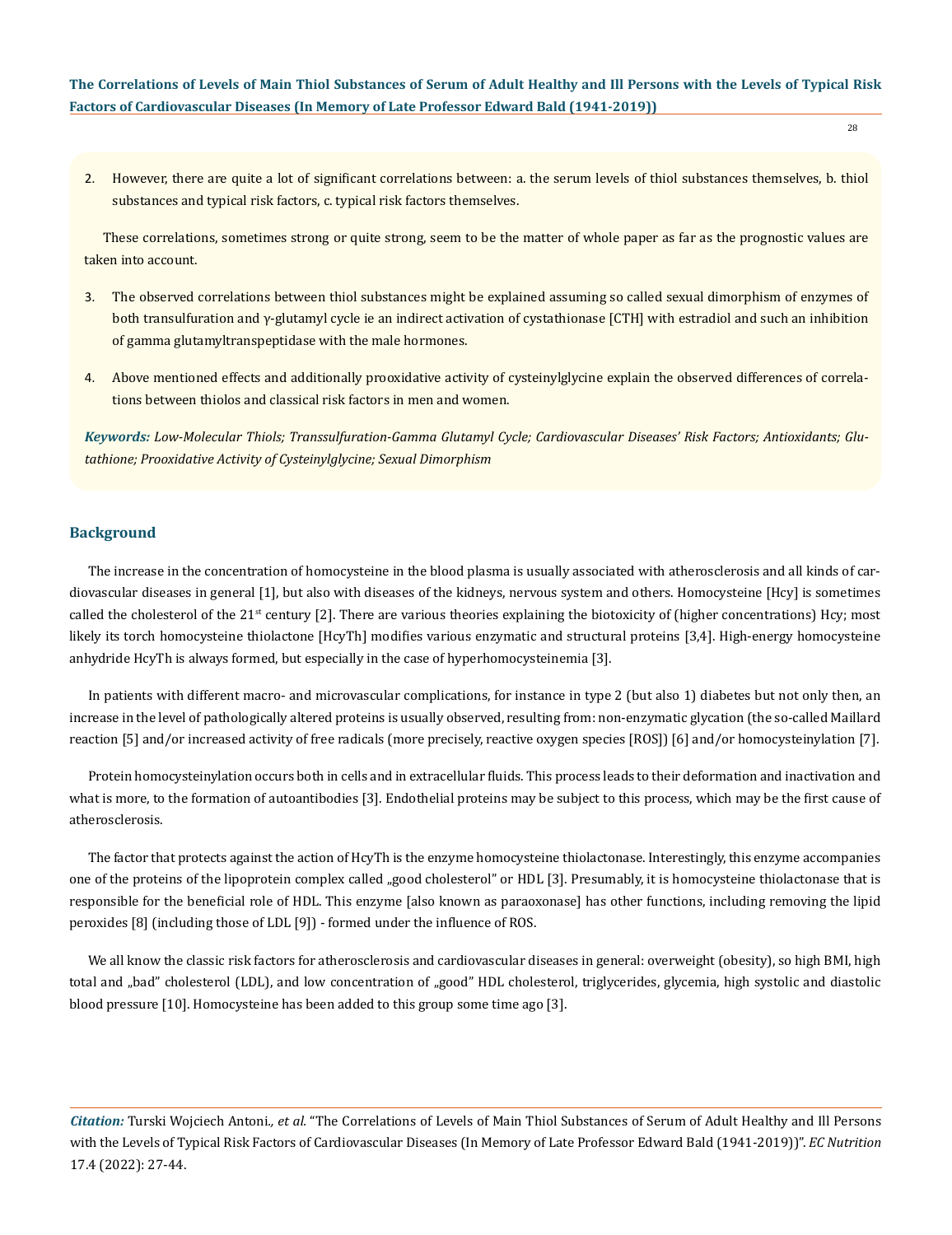2. However, there are quite a lot of significant correlations between: a. the serum levels of thiol substances themselves, b. thiol substances and typical risk factors, c. typical risk factors themselves.

These correlations, sometimes strong or quite strong, seem to be the matter of whole paper as far as the prognostic values are taken into account.

3. The observed correlations between thiol substances might be explained assuming so called sexual dimorphism of enzymes of both transulfuration and γ-glutamyl cycle ie an indirect activation of cystathionase [CTH] with estradiol and such an inhibition of gamma glutamyltranspeptidase with the male hormones.

4. Above mentioned effects and additionally prooxidative activity of cysteinylglycine explain the observed differences of correlations between thiolos and classical risk factors in men and women.

***Keywords:*** *Low-Molecular Thiols; Transsulfuration-Gamma Glutamyl Cycle; Cardiovascular Diseases' Risk Factors; Antioxidants; Glutathione; Prooxidative Activity of Cysteinylglycine; Sexual Dimorphism*

## Background

The increase in the concentration of homocysteine in the blood plasma is usually associated with atherosclerosis and all kinds of cardiovascular diseases in general [1], but also with diseases of the kidneys, nervous system and others. Homocysteine [Hcy] is sometimes called the cholesterol of the 21st century [2]. There are various theories explaining the biotoxicity of (higher concentrations) Hcy; most likely its torch homocysteine thiolactone [HcyTh] modifies various enzymatic and structural proteins [3,4]. High-energy homocysteine anhydride HcyTh is always formed, but especially in the case of hyperhomocysteinemia [3].

In patients with different macro- and microvascular complications, for instance in type 2 (but also 1) diabetes but not only then, an increase in the level of pathologically altered proteins is usually observed, resulting from: non-enzymatic glycation (the so-called Maillard reaction [5] and/or increased activity of free radicals (more precisely, reactive oxygen species [ROS]) [6] and/or homocysteinylation [7].

Protein homocysteinylation occurs both in cells and in extracellular fluids. This process leads to their deformation and inactivation and what is more, to the formation of autoantibodies [3]. Endothelial proteins may be subject to this process, which may be the first cause of atherosclerosis.

The factor that protects against the action of HcyTh is the enzyme homocysteine thiolactonase. Interestingly, this enzyme accompanies one of the proteins of the lipoprotein complex called „good cholesterol" or HDL [3]. Presumably, it is homocysteine thiolactonase that is responsible for the beneficial role of HDL. This enzyme [also known as paraoxonase] has other functions, including removing the lipid peroxides [8] (including those of LDL [9]) - formed under the influence of ROS.

We all know the classic risk factors for atherosclerosis and cardiovascular diseases in general: overweight (obesity), so high BMI, high total and „bad" cholesterol (LDL), and low concentration of „good" HDL cholesterol, triglycerides, glycemia, high systolic and diastolic blood pressure [10]. Homocysteine has been added to this group some time ago [3].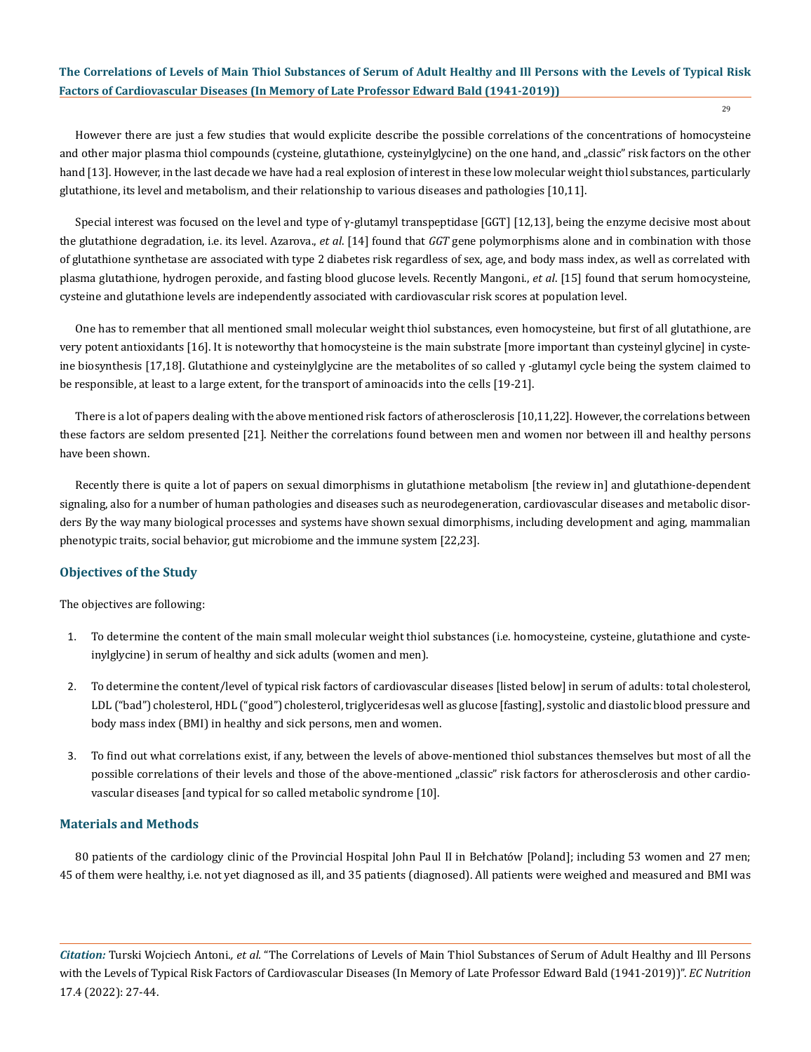However there are just a few studies that would explicite describe the possible correlations of the concentrations of homocysteine and other major plasma thiol compounds (cysteine, glutathione, cysteinylglycine) on the one hand, and „classic" risk factors on the other hand [13]. However, in the last decade we have had a real explosion of interest in these low molecular weight thiol substances, particularly glutathione, its level and metabolism, and their relationship to various diseases and pathologies [10,11].

Special interest was focused on the level and type of γ-glutamyl transpeptidase [GGT] [12,13], being the enzyme decisive most about the glutathione degradation, i.e. its level. Azarova., *et al*. [14] found that *GGT* gene polymorphisms alone and in combination with those of glutathione synthetase are associated with type 2 diabetes risk regardless of sex, age, and body mass index, as well as correlated with plasma glutathione, hydrogen peroxide, and fasting blood glucose levels. Recently Mangoni., *et al*. [15] found that serum homocysteine, cysteine and glutathione levels are independently associated with cardiovascular risk scores at population level.

One has to remember that all mentioned small molecular weight thiol substances, even homocysteine, but first of all glutathione, are very potent antioxidants [16]. It is noteworthy that homocysteine is the main substrate [more important than cysteinyl glycine] in cysteine biosynthesis [17,18]. Glutathione and cysteinylglycine are the metabolites of so called γ -glutamyl cycle being the system claimed to be responsible, at least to a large extent, for the transport of aminoacids into the cells [19-21].

There is a lot of papers dealing with the above mentioned risk factors of atherosclerosis [10,11,22]. However, the correlations between these factors are seldom presented [21]. Neither the correlations found between men and women nor between ill and healthy persons have been shown.

Recently there is quite a lot of papers on sexual dimorphisms in glutathione metabolism [the review in] and glutathione-dependent signaling, also for a number of human pathologies and diseases such as neurodegeneration, cardiovascular diseases and metabolic disorders By the way many biological processes and systems have shown sexual dimorphisms, including development and aging, mammalian phenotypic traits, social behavior, gut microbiome and the immune system [22,23].

## Objectives of the Study

The objectives are following:

1. To determine the content of the main small molecular weight thiol substances (i.e. homocysteine, cysteine, glutathione and cysteinylglycine) in serum of healthy and sick adults (women and men).
2. To determine the content/level of typical risk factors of cardiovascular diseases [listed below] in serum of adults: total cholesterol, LDL ("bad") cholesterol, HDL ("good") cholesterol, triglyceridesas well as glucose [fasting], systolic and diastolic blood pressure and body mass index (BMI) in healthy and sick persons, men and women.
3. To find out what correlations exist, if any, between the levels of above-mentioned thiol substances themselves but most of all the possible correlations of their levels and those of the above-mentioned „classic" risk factors for atherosclerosis and other cardiovascular diseases [and typical for so called metabolic syndrome [10].

## Materials and Methods

80 patients of the cardiology clinic of the Provincial Hospital John Paul II in Bełchatów [Poland]; including 53 women and 27 men; 45 of them were healthy, i.e. not yet diagnosed as ill, and 35 patients (diagnosed). All patients were weighed and measured and BMI was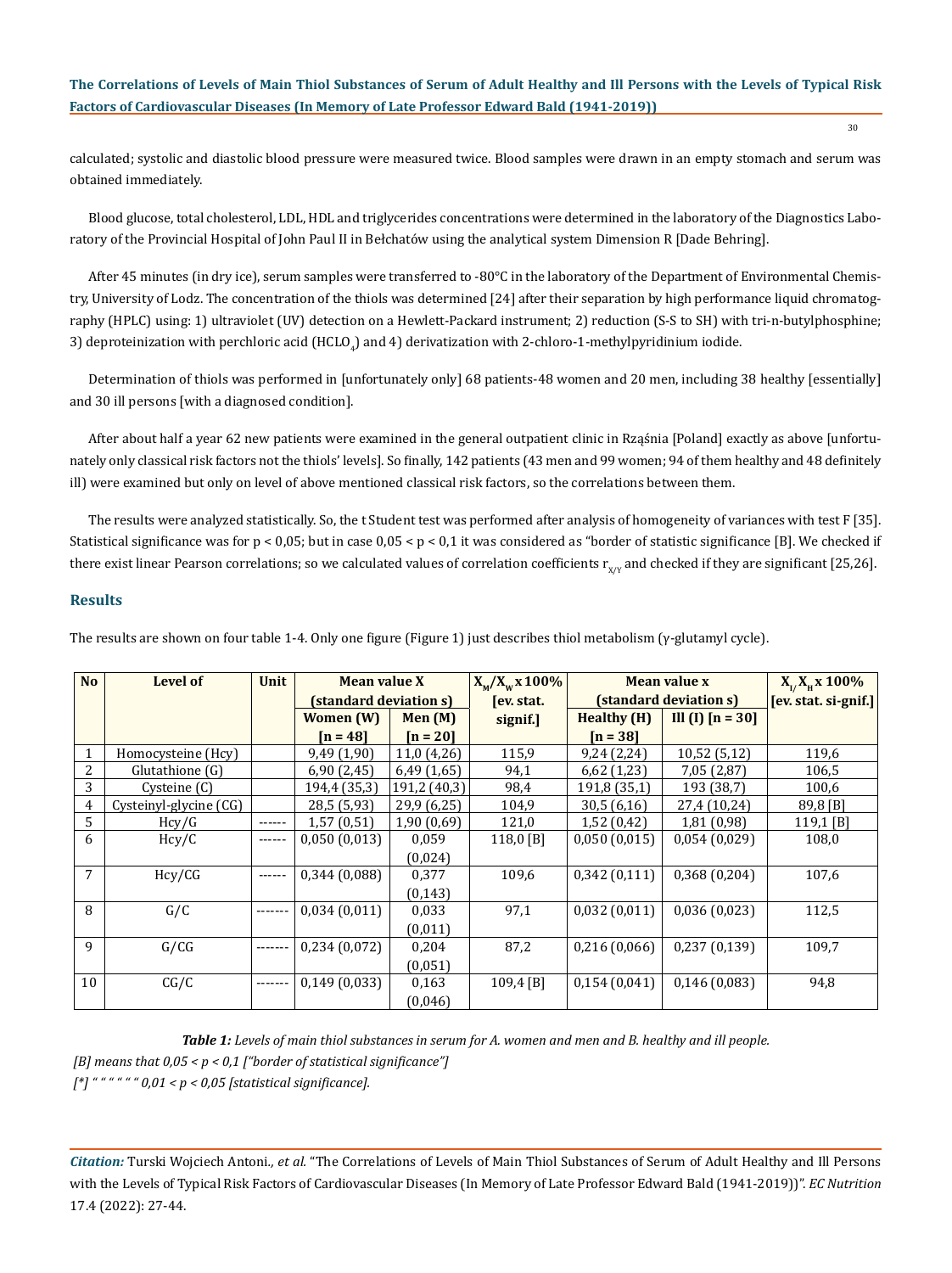calculated; systolic and diastolic blood pressure were measured twice. Blood samples were drawn in an empty stomach and serum was obtained immediately.

Blood glucose, total cholesterol, LDL, HDL and triglycerides concentrations were determined in the laboratory of the Diagnostics Laboratory of the Provincial Hospital of John Paul II in Bełchatów using the analytical system Dimension R [Dade Behring].

After 45 minutes (in dry ice), serum samples were transferred to -80°C in the laboratory of the Department of Environmental Chemistry, University of Lodz. The concentration of the thiols was determined [24] after their separation by high performance liquid chromatography (HPLC) using: 1) ultraviolet (UV) detection on a Hewlett-Packard instrument; 2) reduction (S-S to SH) with tri-n-butylphosphine; 3) deproteinization with perchloric acid ($HCLO_4$) and 4) derivatization with 2-chloro-1-methylpyridinium iodide.

Determination of thiols was performed in [unfortunately only] 68 patients-48 women and 20 men, including 38 healthy [essentially] and 30 ill persons [with a diagnosed condition].

After about half a year 62 new patients were examined in the general outpatient clinic in Rząśnia [Poland] exactly as above [unfortunately only classical risk factors not the thiols' levels]. So finally, 142 patients (43 men and 99 women; 94 of them healthy and 48 definitely ill) were examined but only on level of above mentioned classical risk factors, so the correlations between them.

The results were analyzed statistically. So, the t Student test was performed after analysis of homogeneity of variances with test F [35]. Statistical significance was for p < 0,05; but in case 0,05 < p < 0,1 it was considered as "border of statistic significance [B]. We checked if there exist linear Pearson correlations; so we calculated values of correlation coefficients $r_{X/Y}$ and checked if they are significant [25,26].

## Results

The results are shown on four table 1-4. Only one figure (Figure 1) just describes thiol metabolism (γ-glutamyl cycle).

| No | Level of | Unit | Mean value X (standard deviation s) | | $X_M/X_W$ x 100% [ev. stat. signif.] | Mean value x (standard deviation s) | | $X_I/X_H$ x 100% [ev. stat. si-gnif.] |
|---|---|---|---|---|---|---|---|---|
| | | | Women (W) [n = 48] | Men (M) [n = 20] | | Healthy (H) [n = 38] | Ill (I) [n = 30] | |
| 1 | Homocysteine (Hcy) | | 9,49 (1,90) | 11,0 (4,26) | 115,9 | 9,24 (2,24) | 10,52 (5,12) | 119,6 |
| 2 | Glutathione (G) | | 6,90 (2,45) | 6,49 (1,65) | 94,1 | 6,62 (1,23) | 7,05 (2,87) | 106,5 |
| 3 | Cysteine (C) | | 194,4 (35,3) | 191,2 (40,3) | 98,4 | 191,8 (35,1) | 193 (38,7) | 100,6 |
| 4 | Cysteinyl-glycine (CG) | | 28,5 (5,93) | 29,9 (6,25) | 104,9 | 30,5 (6,16) | 27,4 (10,24) | 89,8 [B] |
| 5 | Hcy/G | ------ | 1,57 (0,51) | 1,90 (0,69) | 121,0 | 1,52 (0,42) | 1,81 (0,98) | 119,1 [B] |
| 6 | Hcy/C | ------ | 0,050 (0,013) | 0,059 (0,024) | 118,0 [B] | 0,050 (0,015) | 0,054 (0,029) | 108,0 |
| 7 | Hcy/CG | ------ | 0,344 (0,088) | 0,377 (0,143) | 109,6 | 0,342 (0,111) | 0,368 (0,204) | 107,6 |
| 8 | G/C | ------- | 0,034 (0,011) | 0,033 (0,011) | 97,1 | 0,032 (0,011) | 0,036 (0,023) | 112,5 |
| 9 | G/CG | ------- | 0,234 (0,072) | 0,204 (0,051) | 87,2 | 0,216 (0,066) | 0,237 (0,139) | 109,7 |
| 10 | CG/C | ------- | 0,149 (0,033) | 0,163 (0,046) | 109,4 [B] | 0,154 (0,041) | 0,146 (0,083) | 94,8 |

***Table 1:*** *Levels of main thiol substances in serum for A. women and men and B. healthy and ill people.*

*[B] means that 0,05 < p < 0,1 ["border of statistical significance"]*

*[*] " " " " " " 0,01 < p < 0,05 [statistical significance].*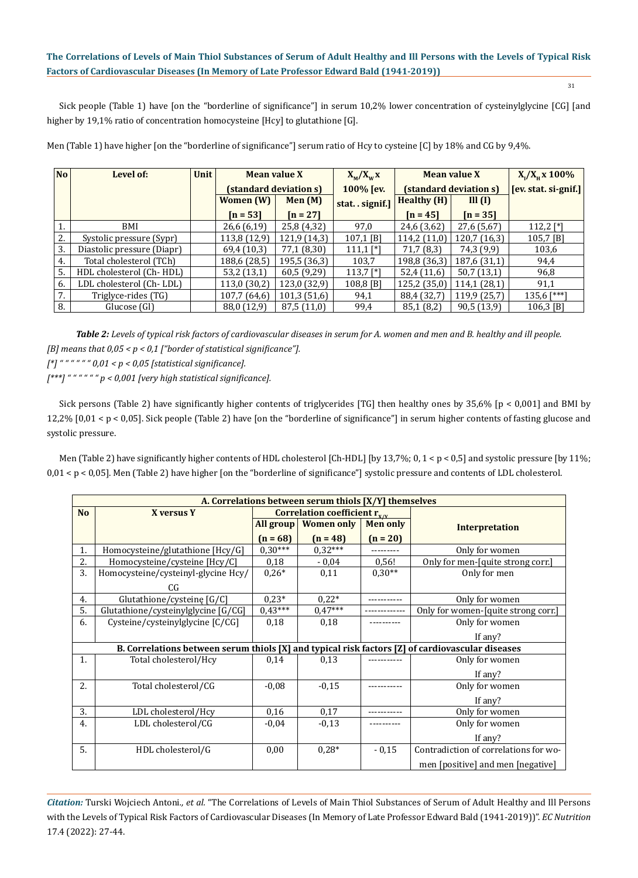Sick people (Table 1) have [on the "borderline of significance"] in serum 10,2% lower concentration of cysteinylglycine [CG] [and higher by 19,1% ratio of concentration homocysteine [Hcy] to glutathione [G].

Men (Table 1) have higher [on the "borderline of significance"] serum ratio of Hcy to cysteine [C] by 18% and CG by 9,4%.

| No | Level of: | Unit | Mean value X (standard deviation s) | | $X_M/X_W$ x 100% [ev. stat. . signif.] | Mean value X (standard deviation s) | | $X_I/X_H$ x 100% [ev. stat. si-gnif.] |
|---|---|---|---|---|---|---|---|---|
| | | | Women (W) [n = 53] | Men (M) [n = 27] | | Healthy (H) [n = 45] | Ill (I) [n = 35] | |
| 1. | BMI | | 26,6 (6,19) | 25,8 (4,32) | 97,0 | 24,6 (3,62) | 27,6 (5,67) | 112,2 [*] |
| 2. | Systolic pressure (Sypr) | | 113,8 (12,9) | 121,9 (14,3) | 107,1 [B] | 114,2 (11,0) | 120,7 (16,3) | 105,7 [B] |
| 3. | Diastolic pressure (Diapr) | | 69,4 (10,3) | 77,1 (8,30) | 111,1 [*] | 71,7 (8,3) | 74,3 (9,9) | 103,6 |
| 4. | Total cholesterol (TCh) | | 188,6 (28,5) | 195,5 (36,3) | 103,7 | 198,8 (36,3) | 187,6 (31,1) | 94,4 |
| 5. | HDL cholesterol (Ch- HDL) | | 53,2 (13,1) | 60,5 (9,29) | 113,7 [*] | 52,4 (11,6) | 50,7 (13,1) | 96,8 |
| 6. | LDL cholesterol (Ch- LDL) | | 113,0 (30,2) | 123,0 (32,9) | 108,8 [B] | 125,2 (35,0) | 114,1 (28,1) | 91,1 |
| 7. | Triglyce-rides (TG) | | 107,7 (64,6) | 101,3 (51,6) | 94,1 | 88,4 (32,7) | 119,9 (25,7) | 135,6 [***] |
| 8. | Glucose (Gl) | | 88,0 (12,9) | 87,5 (11,0) | 99,4 | 85,1 (8,2) | 90,5 (13,9) | 106,3 [B] |

***Table 2:*** *Levels of typical risk factors of cardiovascular diseases in serum for A. women and men and B. healthy and ill people.*
*[B] means that 0,05 < p < 0,1 ["border of statistical significance"].*
*[*] " " " " " " 0,01 < p < 0,05 [statistical significance].*
*[***] " " " " " " p < 0,001 [very high statistical significance].*

Sick persons (Table 2) have significantly higher contents of triglycerides [TG] then healthy ones by 35,6% [p < 0,001] and BMI by 12,2% [0,01 < p < 0,05]. Sick people (Table 2) have [on the "borderline of significance"] in serum higher contents of fasting glucose and systolic pressure.

Men (Table 2) have significantly higher contents of HDL cholesterol [Ch-HDL] [by 13,7%; 0, 1 < p < 0,5] and systolic pressure [by 11%; 0,01 < p < 0,05]. Men (Table 2) have higher [on the "borderline of significance"] systolic pressure and contents of LDL cholesterol.

| No | X versus Y | Correlation coefficient $r_{X/Y}$ | | | Interpretation |
|---|---|---|---|---|---|
| | | All group (n = 68) | Women only (n = 48) | Men only (n = 20) | |
| **A. Correlations between serum thiols [X/Y] themselves** | | | | | |
| 1. | Homocysteine/glutathione [Hcy/G] | 0,30*** | 0,32*** | --------- | Only for women |
| 2. | Homocysteine/cysteine [Hcy/C] | 0,18 | - 0,04 | 0,56! | Only for men-[quite strong corr.] |
| 3. | Homocysteine/cysteinyl-glycine Hcy/ CG | 0,26* | 0,11 | 0,30** | Only for men |
| 4. | Glutathione/cysteinę [G/C] | 0,23* | 0,22* | ----------- | Only for women |
| 5. | Glutathione/cysteinylglycine [G/CG] | 0,43*** | 0,47*** | ------------- | Only for women-[quite strong corr.] |
| 6. | Cysteine/cysteinylglycine [C/CG] | 0,18 | 0,18 | ---------- | Only for women If any? |
| **B. Correlations between serum thiols [X] and typical risk factors [Z] of cardiovascular diseases** | | | | | |
| 1. | Total cholesterol/Hcy | 0,14 | 0,13 | ----------- | Only for women If any? |
| 2. | Total cholesterol/CG | -0,08 | -0,15 | ----------- | Only for women If any? |
| 3. | LDL cholesterol/Hcy | 0,16 | 0,17 | ----------- | Only for women |
| 4. | LDL cholesterol/CG | -0,04 | -0,13 | ---------- | Only for women If any? |
| 5. | HDL cholesterol/G | 0,00 | 0,28* | - 0,15 | Contradiction of correlations for wo-men [positive] and men [negative] |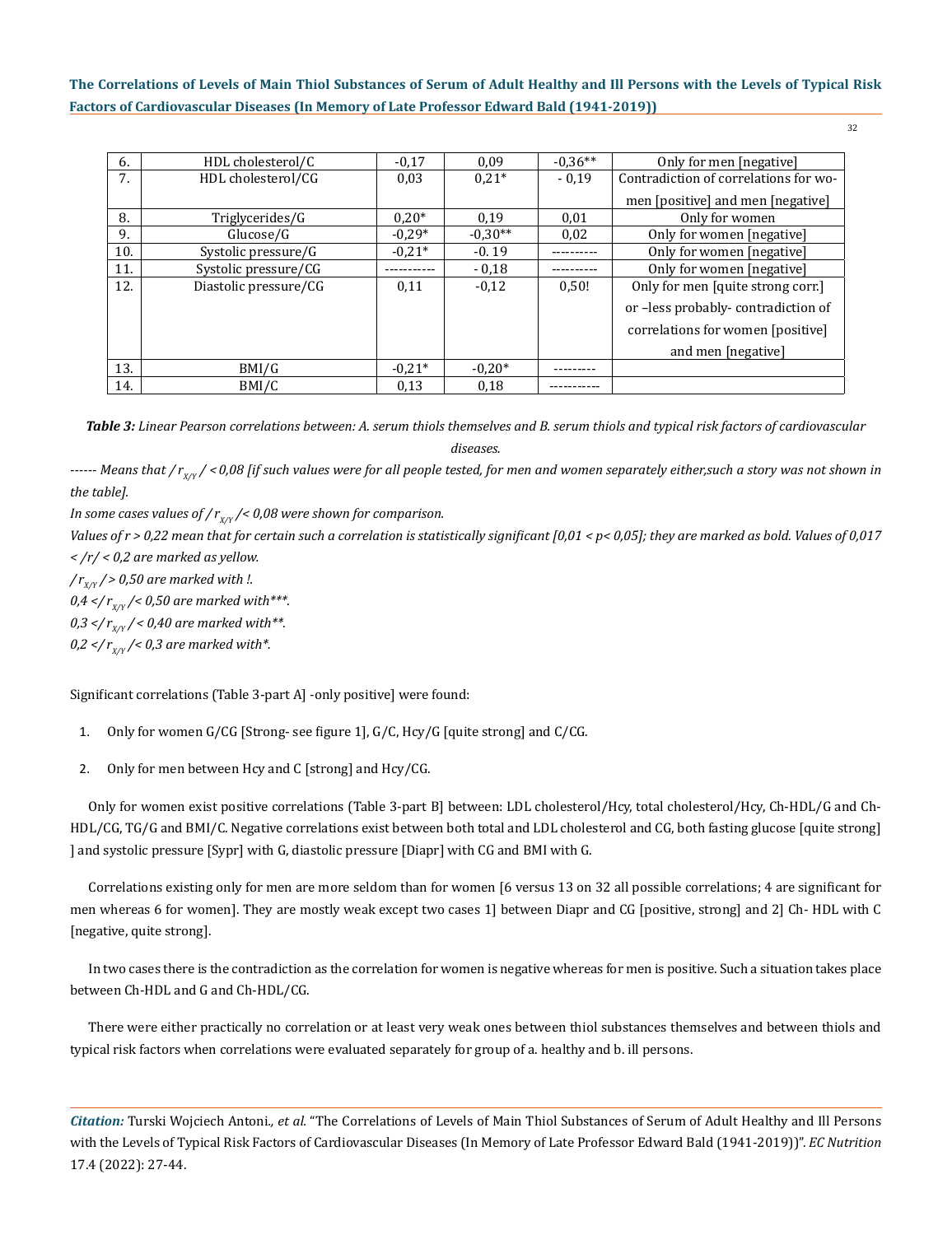| | | | | | |
|---|---|---|---|---|---|
| 6. | HDL cholesterol/C | -0,17 | 0,09 | -0,36** | Only for men [negative] |
| 7. | HDL cholesterol/CG | 0,03 | 0,21* | - 0,19 | Contradiction of correlations for women [positive] and men [negative] |
| 8. | Triglycerides/G | 0,20* | 0,19 | 0,01 | Only for women |
| 9. | Glucose/G | -0,29* | -0,30** | 0,02 | Only for women [negative] |
| 10. | Systolic pressure/G | -0,21* | -0. 19 | ---------- | Only for women [negative] |
| 11. | Systolic pressure/CG | ----------- | - 0,18 | ---------- | Only for women [negative] |
| 12. | Diastolic pressure/CG | 0,11 | -0,12 | 0,50! | Only for men [quite strong corr.] or –less probably- contradiction of correlations for women [positive] and men [negative] |
| 13. | BMI/G | -0,21* | -0,20* | --------- | |
| 14. | BMI/C | 0,13 | 0,18 | ----------- | |

***Table 3:*** *Linear Pearson correlations between: A. serum thiols themselves and B. serum thiols and typical risk factors of cardiovascular diseases.*

*------ Means that / $r_{X/Y}$ / < 0,08 [if such values were for all people tested, for men and women separately either,such a story was not shown in the table].*

*In some cases values of / $r_{X/Y}$ /< 0,08 were shown for comparison.*

*Values of r > 0,22 mean that for certain such a correlation is statistically significant [0,01 < p< 0,05]; they are marked as bold. Values of 0,017 < /r/ < 0,2 are marked as yellow.*

*/ $r_{X/Y}$ / > 0,50 are marked with !.*

*0,4 < / $r_{X/Y}$ /< 0,50 are marked with***.*

*0,3 < / $r_{X/Y}$ / < 0,40 are marked with**.*

*0,2 < / $r_{X/Y}$ /< 0,3 are marked with*.*

Significant correlations (Table 3-part A] -only positive] were found:

1. Only for women G/CG [Strong- see figure 1], G/C, Hcy/G [quite strong] and C/CG.
2. Only for men between Hcy and C [strong] and Hcy/CG.

Only for women exist positive correlations (Table 3-part B] between: LDL cholesterol/Hcy, total cholesterol/Hcy, Ch-HDL/G and Ch-HDL/CG, TG/G and BMI/C. Negative correlations exist between both total and LDL cholesterol and CG, both fasting glucose [quite strong] ] and systolic pressure [Sypr] with G, diastolic pressure [Diapr] with CG and BMI with G.

Correlations existing only for men are more seldom than for women [6 versus 13 on 32 all possible correlations; 4 are significant for men whereas 6 for women]. They are mostly weak except two cases 1] between Diapr and CG [positive, strong] and 2] Ch- HDL with C [negative, quite strong].

In two cases there is the contradiction as the correlation for women is negative whereas for men is positive. Such a situation takes place between Ch-HDL and G and Ch-HDL/CG.

There were either practically no correlation or at least very weak ones between thiol substances themselves and between thiols and typical risk factors when correlations were evaluated separately for group of a. healthy and b. ill persons.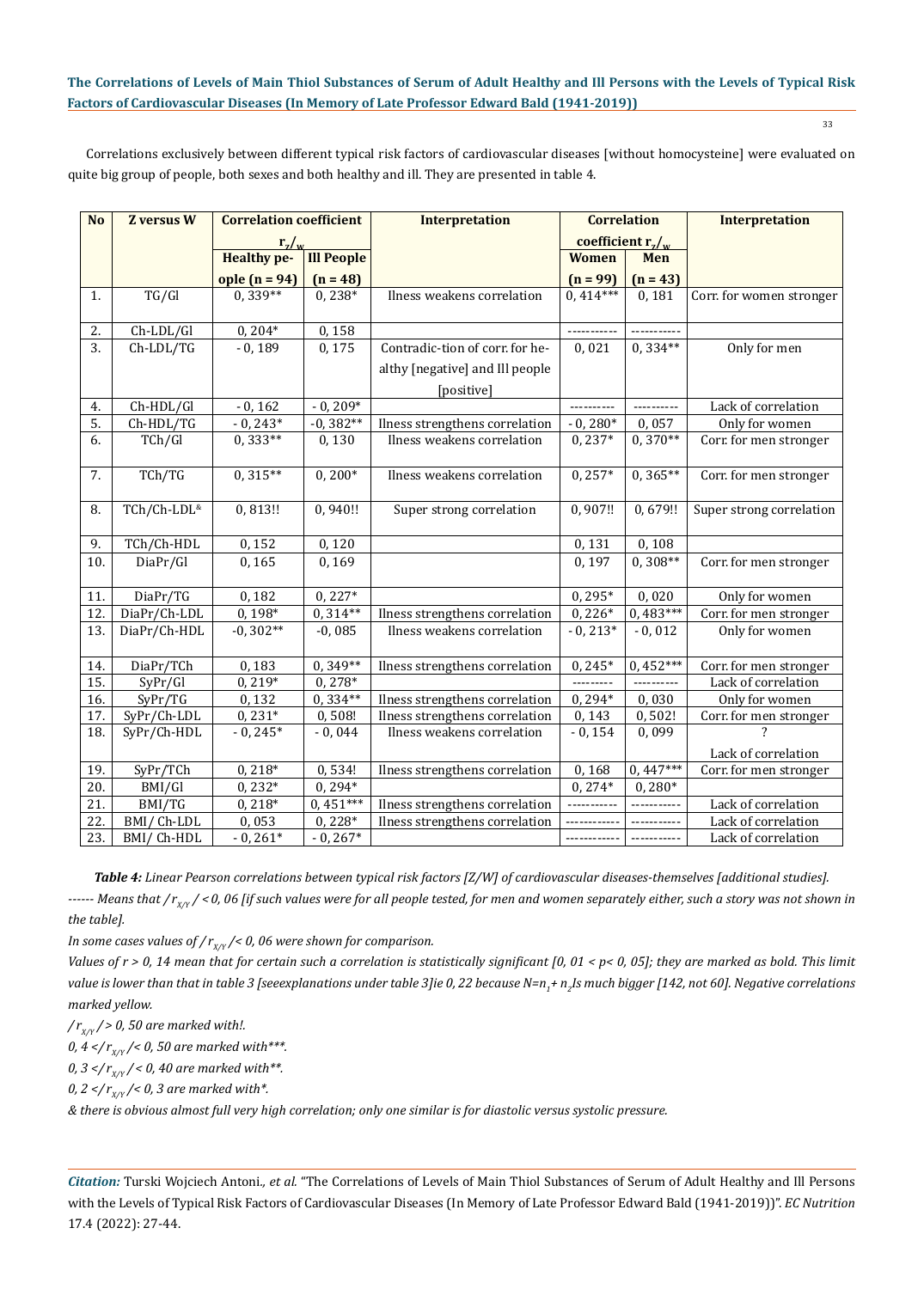Correlations exclusively between different typical risk factors of cardiovascular diseases [without homocysteine] were evaluated on quite big group of people, both sexes and both healthy and ill. They are presented in table 4.

| No | Z versus W | Correlation coefficient $r_{z}/_{w}$ | | Interpretation | Correlation coefficient $r_{z}/_{w}$ | | Interpretation |
|---|---|---|---|---|---|---|---|
| | | Healthy people (n = 94) | Ill People (n = 48) | | Women (n = 99) | Men (n = 43) | |
| 1. | TG/Gl | 0, 339** | 0, 238* | Ilness weakens correlation | 0, 414*** | 0, 181 | Corr. for women stronger |
| 2. | Ch-LDL/Gl | 0, 204* | 0, 158 | | ----------- | ----------- | |
| 3. | Ch-LDL/TG | - 0, 189 | 0, 175 | Contradic-tion of corr. for healthy [negative] and Ill people [positive] | 0, 021 | 0, 334** | Only for men |
| 4. | Ch-HDL/Gl | - 0, 162 | - 0, 209* | | ---------- | ---------- | Lack of correlation |
| 5. | Ch-HDL/TG | - 0, 243* | -0, 382** | Ilness strengthens correlation | - 0, 280* | 0, 057 | Only for women |
| 6. | TCh/Gl | 0, 333** | 0, 130 | Ilness weakens correlation | 0, 237* | 0, 370** | Corr. for men stronger |
| 7. | TCh/TG | 0, 315** | 0, 200* | Ilness weakens correlation | 0, 257* | 0, 365** | Corr. for men stronger |
| 8. | TCh/Ch-LDL& | 0, 813!! | 0, 940!! | Super strong correlation | 0, 907!! | 0, 679!! | Super strong correlation |
| 9. | TCh/Ch-HDL | 0, 152 | 0, 120 | | 0, 131 | 0, 108 | |
| 10. | DiaPr/Gl | 0, 165 | 0, 169 | | 0, 197 | 0, 308** | Corr. for men stronger |
| 11. | DiaPr/TG | 0, 182 | 0, 227* | | 0, 295* | 0, 020 | Only for women |
| 12. | DiaPr/Ch-LDL | 0, 198* | 0, 314** | Ilness strengthens correlation | 0, 226* | 0, 483*** | Corr. for men stronger |
| 13. | DiaPr/Ch-HDL | -0, 302** | -0, 085 | Ilness weakens correlation | - 0, 213* | - 0, 012 | Only for women |
| 14. | DiaPr/TCh | 0, 183 | 0, 349** | Ilness strengthens correlation | 0, 245* | 0, 452*** | Corr. for men stronger |
| 15. | SyPr/Gl | 0, 219* | 0, 278* | | --------- | ---------- | Lack of correlation |
| 16. | SyPr/TG | 0, 132 | 0, 334** | Ilness strengthens correlation | 0, 294* | 0, 030 | Only for women |
| 17. | SyPr/Ch-LDL | 0, 231* | 0, 508! | Ilness strengthens correlation | 0, 143 | 0, 502! | Corr. for men stronger |
| 18. | SyPr/Ch-HDL | - 0, 245* | - 0, 044 | Ilness weakens correlation | - 0, 154 | 0, 099 | ? Lack of correlation |
| 19. | SyPr/TCh | 0, 218* | 0, 534! | Ilness strengthens correlation | 0, 168 | 0, 447*** | Corr. for men stronger |
| 20. | BMI/Gl | 0, 232* | 0, 294* | | 0, 274* | 0, 280* | |
| 21. | BMI/TG | 0, 218* | 0, 451*** | Ilness strengthens correlation | ----------- | ----------- | Lack of correlation |
| 22. | BMI/ Ch-LDL | 0, 053 | 0, 228* | Ilness strengthens correlation | ------------ | ----------- | Lack of correlation |
| 23. | BMI/ Ch-HDL | - 0, 261* | - 0, 267* | | ------------ | ----------- | Lack of correlation |

***Table 4:*** *Linear Pearson correlations between typical risk factors [Z/W] of cardiovascular diseases-themselves [additional studies].*

*------ Means that $/r_{X/Y}/ < 0, 06$ [if such values were for all people tested, for men and women separately either, such a story was not shown in the table].*

*In some cases values of $/r_{X/Y}/< 0, 06$ were shown for comparison.*

*Values of r > 0, 14 mean that for certain such a correlation is statistically significant [0, 01 < p< 0, 05]; they are marked as bold. This limit value is lower than that in table 3 [seeexplanations under table 3]ie 0, 22 because $N=n_1+ n_2$Is much bigger [142, not 60]. Negative correlations marked yellow.*

*$/r_{X/Y}/ > 0, 50$ are marked with!.*

*0, 4 $</r_{X/Y}/<$ 0, 50 are marked with***.*

*0, 3 $</r_{X/Y}/<$ 0, 40 are marked with**.*

*0, 2 $</r_{X/Y}/<$ 0, 3 are marked with*.*

*& there is obvious almost full very high correlation; only one similar is for diastolic versus systolic pressure.*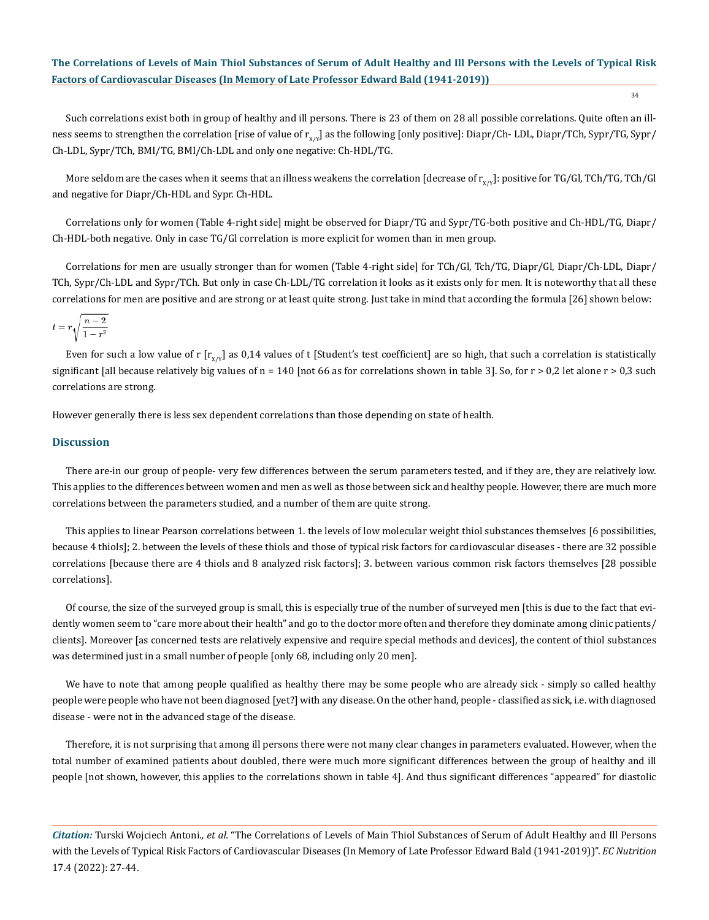Such correlations exist both in group of healthy and ill persons. There is 23 of them on 28 all possible correlations. Quite often an illness seems to strengthen the correlation [rise of value of $r_{X/Y}$] as the following [only positive]: Diapr/Ch- LDL, Diapr/TCh, Sypr/TG, Sypr/Ch-LDL, Sypr/TCh, BMI/TG, BMI/Ch-LDL and only one negative: Ch-HDL/TG.

More seldom are the cases when it seems that an illness weakens the correlation [decrease of $r_{X/Y}$]: positive for TG/Gl, TCh/TG, TCh/Gl and negative for Diapr/Ch-HDL and Sypr. Ch-HDL.

Correlations only for women (Table 4-right side] might be observed for Diapr/TG and Sypr/TG-both positive and Ch-HDL/TG, Diapr/Ch-HDL-both negative. Only in case TG/Gl correlation is more explicit for women than in men group.

Correlations for men are usually stronger than for women (Table 4-right side] for TCh/Gl, Tch/TG, Diapr/Gl, Diapr/Ch-LDL, Diapr/TCh, Sypr/Ch-LDL and Sypr/TCh. But only in case Ch-LDL/TG correlation it looks as it exists only for men. It is noteworthy that all these correlations for men are positive and are strong or at least quite strong. Just take in mind that according the formula [26] shown below:

$$t = r\sqrt{\frac{n-2}{1-r^2}}$$

Even for such a low value of r [$r_{X/Y}$] as 0,14 values of t [Student's test coefficient] are so high, that such a correlation is statistically significant [all because relatively big values of n = 140 [not 66 as for correlations shown in table 3]. So, for r > 0,2 let alone r > 0,3 such correlations are strong.

However generally there is less sex dependent correlations than those depending on state of health.

## Discussion

There are-in our group of people- very few differences between the serum parameters tested, and if they are, they are relatively low. This applies to the differences between women and men as well as those between sick and healthy people. However, there are much more correlations between the parameters studied, and a number of them are quite strong.

This applies to linear Pearson correlations between 1. the levels of low molecular weight thiol substances themselves [6 possibilities, because 4 thiols]; 2. between the levels of these thiols and those of typical risk factors for cardiovascular diseases - there are 32 possible correlations [because there are 4 thiols and 8 analyzed risk factors]; 3. between various common risk factors themselves [28 possible correlations].

Of course, the size of the surveyed group is small, this is especially true of the number of surveyed men [this is due to the fact that evidently women seem to "care more about their health" and go to the doctor more often and therefore they dominate among clinic patients/clients]. Moreover [as concerned tests are relatively expensive and require special methods and devices], the content of thiol substances was determined just in a small number of people [only 68, including only 20 men].

We have to note that among people qualified as healthy there may be some people who are already sick - simply so called healthy people were people who have not been diagnosed [yet?] with any disease. On the other hand, people - classified as sick, i.e. with diagnosed disease - were not in the advanced stage of the disease.

Therefore, it is not surprising that among ill persons there were not many clear changes in parameters evaluated. However, when the total number of examined patients about doubled, there were much more significant differences between the group of healthy and ill people [not shown, however, this applies to the correlations shown in table 4]. And thus significant differences "appeared" for diastolic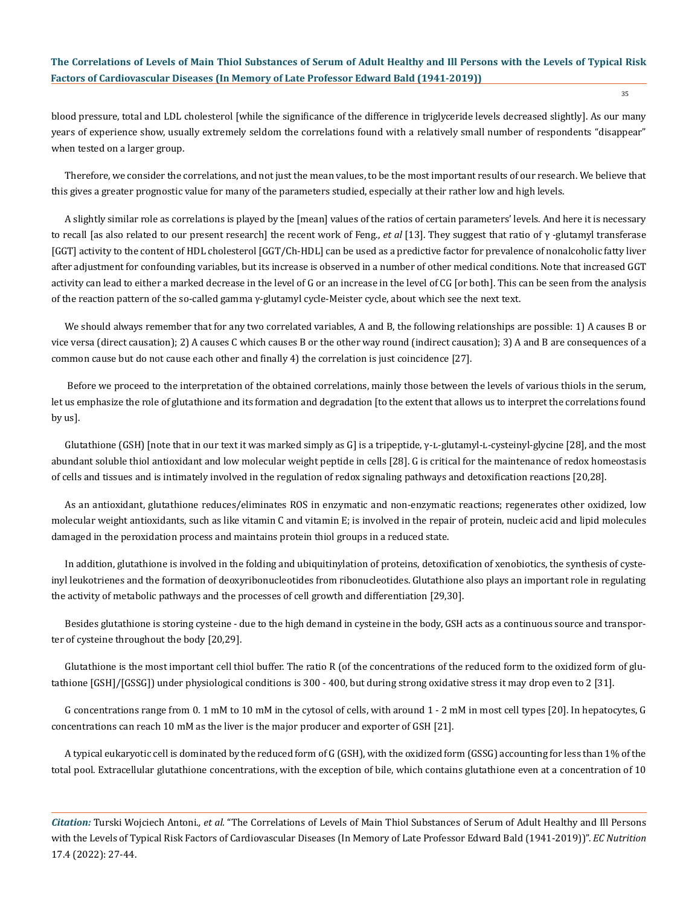blood pressure, total and LDL cholesterol [while the significance of the difference in triglyceride levels decreased slightly]. As our many years of experience show, usually extremely seldom the correlations found with a relatively small number of respondents "disappear" when tested on a larger group.

Therefore, we consider the correlations, and not just the mean values, to be the most important results of our research. We believe that this gives a greater prognostic value for many of the parameters studied, especially at their rather low and high levels.

A slightly similar role as correlations is played by the [mean] values of the ratios of certain parameters' levels. And here it is necessary to recall [as also related to our present research] the recent work of Feng., *et al* [13]. They suggest that ratio of γ -glutamyl transferase [GGT] activity to the content of HDL cholesterol [GGT/Ch-HDL] can be used as a predictive factor for prevalence of nonalcoholic fatty liver after adjustment for confounding variables, but its increase is observed in a number of other medical conditions. Note that increased GGT activity can lead to either a marked decrease in the level of G or an increase in the level of CG [or both]. This can be seen from the analysis of the reaction pattern of the so-called gamma γ-glutamyl cycle-Meister cycle, about which see the next text.

We should always remember that for any two correlated variables, A and B, the following relationships are possible: 1) A causes B or vice versa (direct causation); 2) A causes C which causes B or the other way round (indirect causation); 3) A and B are consequences of a common cause but do not cause each other and finally 4) the correlation is just coincidence [27].

Before we proceed to the interpretation of the obtained correlations, mainly those between the levels of various thiols in the serum, let us emphasize the role of glutathione and its formation and degradation [to the extent that allows us to interpret the correlations found by us].

Glutathione (GSH) [note that in our text it was marked simply as G] is a tripeptide, γ-L-glutamyl-L-cysteinyl-glycine [28], and the most abundant soluble thiol antioxidant and low molecular weight peptide in cells [28]. G is critical for the maintenance of redox homeostasis of cells and tissues and is intimately involved in the regulation of redox signaling pathways and detoxification reactions [20,28].

As an antioxidant, glutathione reduces/eliminates ROS in enzymatic and non-enzymatic reactions; regenerates other oxidized, low molecular weight antioxidants, such as like vitamin C and vitamin E; is involved in the repair of protein, nucleic acid and lipid molecules damaged in the peroxidation process and maintains protein thiol groups in a reduced state.

In addition, glutathione is involved in the folding and ubiquitinylation of proteins, detoxification of xenobiotics, the synthesis of cysteinyl leukotrienes and the formation of deoxyribonucleotides from ribonucleotides. Glutathione also plays an important role in regulating the activity of metabolic pathways and the processes of cell growth and differentiation [29,30].

Besides glutathione is storing cysteine - due to the high demand in cysteine in the body, GSH acts as a continuous source and transporter of cysteine throughout the body [20,29].

Glutathione is the most important cell thiol buffer. The ratio R (of the concentrations of the reduced form to the oxidized form of glutathione [GSH]/[GSSG]) under physiological conditions is 300 - 400, but during strong oxidative stress it may drop even to 2 [31].

G concentrations range from 0. 1 mM to 10 mM in the cytosol of cells, with around 1 - 2 mM in most cell types [20]. In hepatocytes, G concentrations can reach 10 mM as the liver is the major producer and exporter of GSH [21].

A typical eukaryotic cell is dominated by the reduced form of G (GSH), with the oxidized form (GSSG) accounting for less than 1% of the total pool. Extracellular glutathione concentrations, with the exception of bile, which contains glutathione even at a concentration of 10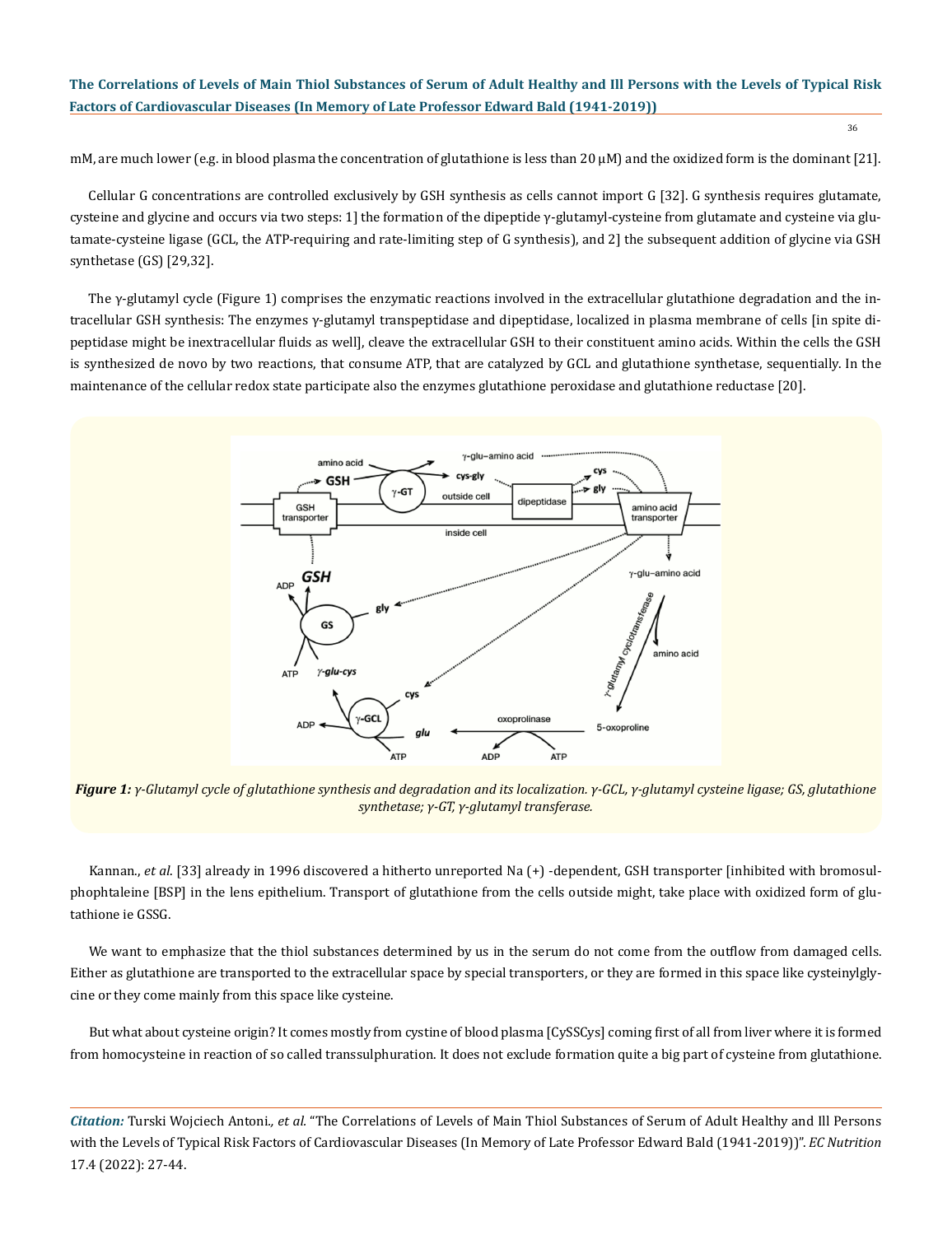mM, are much lower (e.g. in blood plasma the concentration of glutathione is less than 20 μM) and the oxidized form is the dominant [21].

Cellular G concentrations are controlled exclusively by GSH synthesis as cells cannot import G [32]. G synthesis requires glutamate, cysteine and glycine and occurs via two steps: 1] the formation of the dipeptide γ-glutamyl-cysteine from glutamate and cysteine via glutamate-cysteine ligase (GCL, the ATP-requiring and rate-limiting step of G synthesis), and 2] the subsequent addition of glycine via GSH synthetase (GS) [29,32].

The γ-glutamyl cycle (Figure 1) comprises the enzymatic reactions involved in the extracellular glutathione degradation and the intracellular GSH synthesis: The enzymes γ-glutamyl transpeptidase and dipeptidase, localized in plasma membrane of cells [in spite dipeptidase might be inextracellular fluids as well], cleave the extracellular GSH to their constituent amino acids. Within the cells the GSH is synthesized de novo by two reactions, that consume ATP, that are catalyzed by GCL and glutathione synthetase, sequentially. In the maintenance of the cellular redox state participate also the enzymes glutathione peroxidase and glutathione reductase [20].

amino acid
GSH
γ-GT
γ-glu–amino acid
cys-gly
cys
gly
outside cell
dipeptidase
GSH transporter
amino acid transporter
inside cell
γ-glu–amino acid
ADP
GSH
GS
gly
ATP
γ-glu-cys
γ-glutamyl cyclotransferase
amino acid
cys
ADP
γ-GCL
glu
oxoprolinase
5-oxoproline
ATP
ADP
ATP

*Figure 1: γ-Glutamyl cycle of glutathione synthesis and degradation and its localization. γ-GCL, γ-glutamyl cysteine ligase; GS, glutathione synthetase; γ-GT, γ-glutamyl transferase.*

Kannan., *et al*. [33] already in 1996 discovered a hitherto unreported Na (+) -dependent, GSH transporter [inhibited with bromosulphophtaleine [BSP] in the lens epithelium. Transport of glutathione from the cells outside might, take place with oxidized form of glutathione ie GSSG.

We want to emphasize that the thiol substances determined by us in the serum do not come from the outflow from damaged cells. Either as glutathione are transported to the extracellular space by special transporters, or they are formed in this space like cysteinylglycine or they come mainly from this space like cysteine.

But what about cysteine origin? It comes mostly from cystine of blood plasma [CySSCys] coming first of all from liver where it is formed from homocysteine in reaction of so called transsulphuration. It does not exclude formation quite a big part of cysteine from glutathione.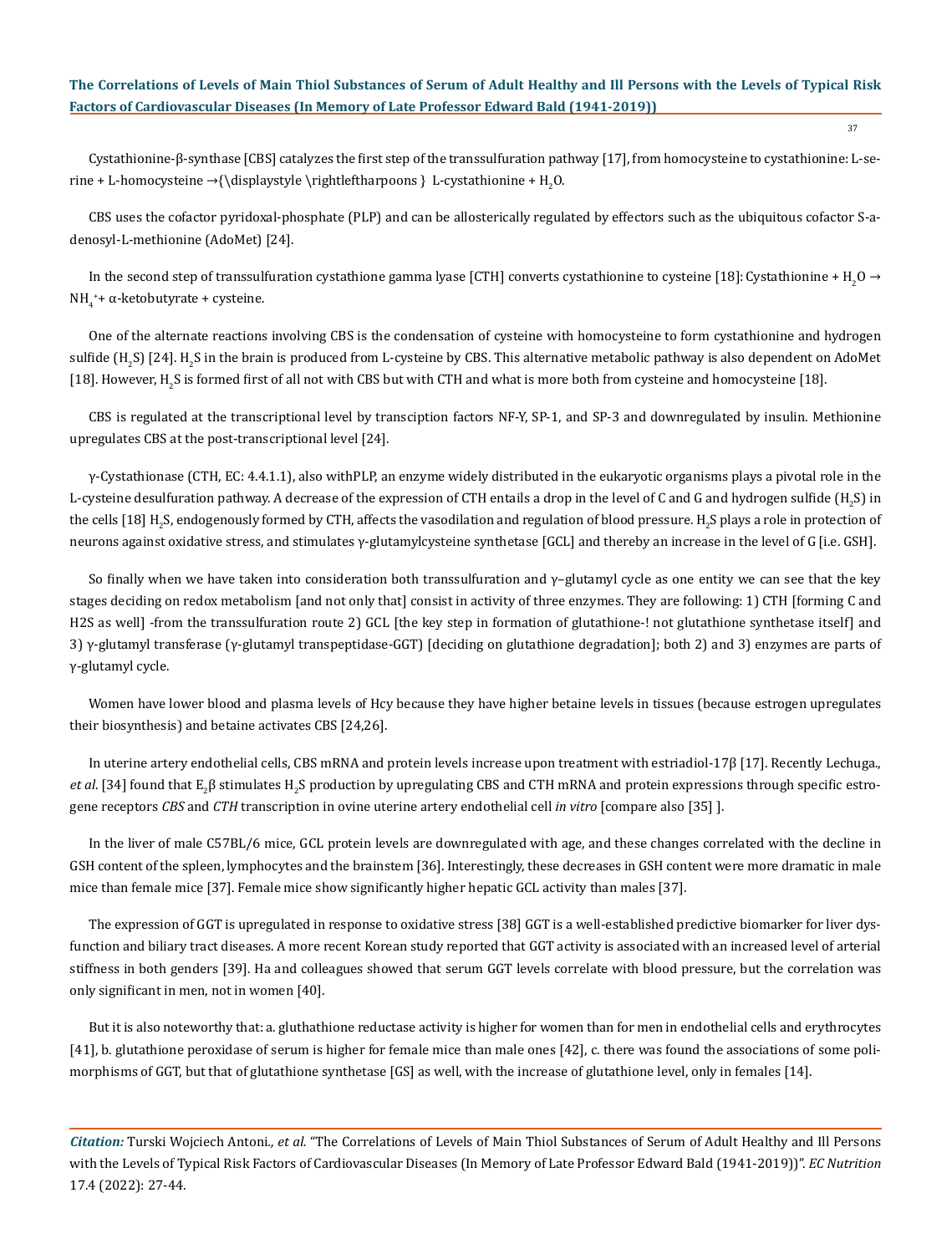Cystathionine-β-synthase [CBS] catalyzes the first step of the transsulfuration pathway [17], from homocysteine to cystathionine: L-serine + L-homocysteine →{\displaystyle \rightleftharpoons } L-cystathionine + $H_2O$.

CBS uses the cofactor pyridoxal-phosphate (PLP) and can be allosterically regulated by effectors such as the ubiquitous cofactor S-adenosyl-L-methionine (AdoMet) [24].

In the second step of transsulfuration cystathione gamma lyase [CTH] converts cystathionine to cysteine [18]: Cystathionine + $H_2O$ → $NH_4^+$+ α-ketobutyrate + cysteine.

One of the alternate reactions involving CBS is the condensation of cysteine with homocysteine to form cystathionine and hydrogen sulfide ($H_2S$) [24]. $H_2S$ in the brain is produced from L-cysteine by CBS. This alternative metabolic pathway is also dependent on AdoMet [18]. However, $H_2S$ is formed first of all not with CBS but with CTH and what is more both from cysteine and homocysteine [18].

CBS is regulated at the transcriptional level by transciption factors NF-Y, SP-1, and SP-3 and downregulated by insulin. Methionine upregulates CBS at the post-transcriptional level [24].

γ-Cystathionase (CTH, EC: 4.4.1.1), also withPLP, an enzyme widely distributed in the eukaryotic organisms plays a pivotal role in the L-cysteine desulfuration pathway. A decrease of the expression of CTH entails a drop in the level of C and G and hydrogen sulfide ($H_2S$) in the cells [18] $H_2S$, endogenously formed by CTH, affects the vasodilation and regulation of blood pressure. $H_2S$ plays a role in protection of neurons against oxidative stress, and stimulates γ-glutamylcysteine synthetase [GCL] and thereby an increase in the level of G [i.e. GSH].

So finally when we have taken into consideration both transsulfuration and γ–glutamyl cycle as one entity we can see that the key stages deciding on redox metabolism [and not only that] consist in activity of three enzymes. They are following: 1) CTH [forming C and H2S as well] -from the transsulfuration route 2) GCL [the key step in formation of glutathione-! not glutathione synthetase itself] and 3) γ-glutamyl transferase (γ-glutamyl transpeptidase-GGT) [deciding on glutathione degradation]; both 2) and 3) enzymes are parts of γ-glutamyl cycle.

Women have lower blood and plasma levels of Hcy because they have higher betaine levels in tissues (because estrogen upregulates their biosynthesis) and betaine activates CBS [24,26].

In uterine artery endothelial cells, CBS mRNA and protein levels increase upon treatment with estriadiol-17β [17]. Recently Lechuga., *et al*. [34] found that $E_2β$ stimulates $H_2S$ production by upregulating CBS and CTH mRNA and protein expressions through specific estrogene receptors *CBS* and *CTH* transcription in ovine uterine artery endothelial cell *in vitro* [compare also [35] ].

In the liver of male C57BL/6 mice, GCL protein levels are downregulated with age, and these changes correlated with the decline in GSH content of the spleen, lymphocytes and the brainstem [36]. Interestingly, these decreases in GSH content were more dramatic in male mice than female mice [37]. Female mice show significantly higher hepatic GCL activity than males [37].

The expression of GGT is upregulated in response to oxidative stress [38] GGT is a well-established predictive biomarker for liver dysfunction and biliary tract diseases. A more recent Korean study reported that GGT activity is associated with an increased level of arterial stiffness in both genders [39]. Ha and colleagues showed that serum GGT levels correlate with blood pressure, but the correlation was only significant in men, not in women [40].

But it is also noteworthy that: a. gluthathione reductase activity is higher for women than for men in endothelial cells and erythrocytes [41], b. glutathione peroxidase of serum is higher for female mice than male ones [42], c. there was found the associations of some polimorphisms of GGT, but that of glutathione synthetase [GS] as well, with the increase of glutathione level, only in females [14].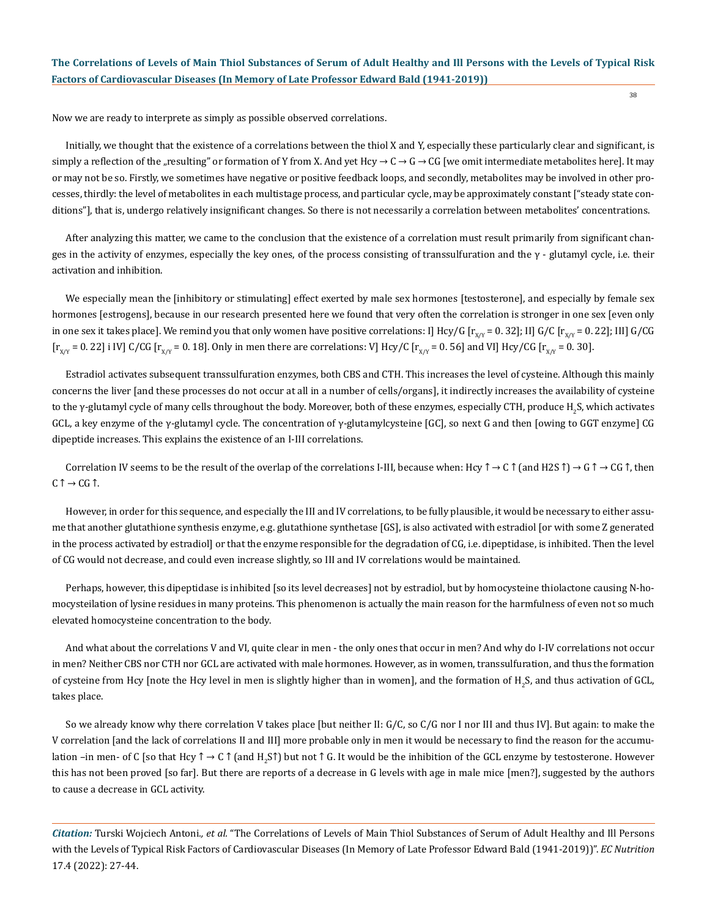Now we are ready to interprete as simply as possible observed correlations.

Initially, we thought that the existence of a correlations between the thiol X and Y, especially these particularly clear and significant, is simply a reflection of the „resulting" or formation of Y from X. And yet Hcy → C → G → CG [we omit intermediate metabolites here]. It may or may not be so. Firstly, we sometimes have negative or positive feedback loops, and secondly, metabolites may be involved in other processes, thirdly: the level of metabolites in each multistage process, and particular cycle, may be approximately constant ["steady state conditions"], that is, undergo relatively insignificant changes. So there is not necessarily a correlation between metabolites' concentrations.

After analyzing this matter, we came to the conclusion that the existence of a correlation must result primarily from significant changes in the activity of enzymes, especially the key ones, of the process consisting of transsulfuration and the γ - glutamyl cycle, i.e. their activation and inhibition.

We especially mean the [inhibitory or stimulating] effect exerted by male sex hormones [testosterone], and especially by female sex hormones [estrogens], because in our research presented here we found that very often the correlation is stronger in one sex [even only in one sex it takes place]. We remind you that only women have positive correlations: I] Hcy/G [$r_{X/Y}$ = 0. 32]; II] G/C [$r_{X/Y}$ = 0. 22]; III] G/CG [$r_{X/Y}$ = 0. 22] i IV] C/CG [$r_{X/Y}$ = 0. 18]. Only in men there are correlations: V] Hcy/C [$r_{X/Y}$ = 0. 56] and VI] Hcy/CG [$r_{X/Y}$ = 0. 30].

Estradiol activates subsequent transsulfuration enzymes, both CBS and CTH. This increases the level of cysteine. Although this mainly concerns the liver [and these processes do not occur at all in a number of cells/organs], it indirectly increases the availability of cysteine to the γ-glutamyl cycle of many cells throughout the body. Moreover, both of these enzymes, especially CTH, produce $H_2S$, which activates GCL, a key enzyme of the γ-glutamyl cycle. The concentration of γ-glutamylcysteine [GC], so next G and then [owing to GGT enzyme] CG dipeptide increases. This explains the existence of an I-III correlations.

Correlation IV seems to be the result of the overlap of the correlations I-III, because when: Hcy ↑ → C ↑ (and H2S ↑) → G ↑ → CG ↑, then C ↑ → CG ↑.

However, in order for this sequence, and especially the III and IV correlations, to be fully plausible, it would be necessary to either assume that another glutathione synthesis enzyme, e.g. glutathione synthetase [GS], is also activated with estradiol [or with some Z generated in the process activated by estradiol] or that the enzyme responsible for the degradation of CG, i.e. dipeptidase, is inhibited. Then the level of CG would not decrease, and could even increase slightly, so III and IV correlations would be maintained.

Perhaps, however, this dipeptidase is inhibited [so its level decreases] not by estradiol, but by homocysteine thiolactone causing N-homocysteilation of lysine residues in many proteins. This phenomenon is actually the main reason for the harmfulness of even not so much elevated homocysteine concentration to the body.

And what about the correlations V and VI, quite clear in men - the only ones that occur in men? And why do I-IV correlations not occur in men? Neither CBS nor CTH nor GCL are activated with male hormones. However, as in women, transsulfuration, and thus the formation of cysteine from Hcy [note the Hcy level in men is slightly higher than in women], and the formation of $H_2S$, and thus activation of GCL, takes place.

So we already know why there correlation V takes place [but neither II: G/C, so C/G nor I nor III and thus IV]. But again: to make the V correlation [and the lack of correlations II and III] more probable only in men it would be necessary to find the reason for the accumulation –in men- of C [so that Hcy ↑ → C ↑ (and $H_2S$↑) but not ↑ G. It would be the inhibition of the GCL enzyme by testosterone. However this has not been proved [so far]. But there are reports of a decrease in G levels with age in male mice [men?], suggested by the authors to cause a decrease in GCL activity.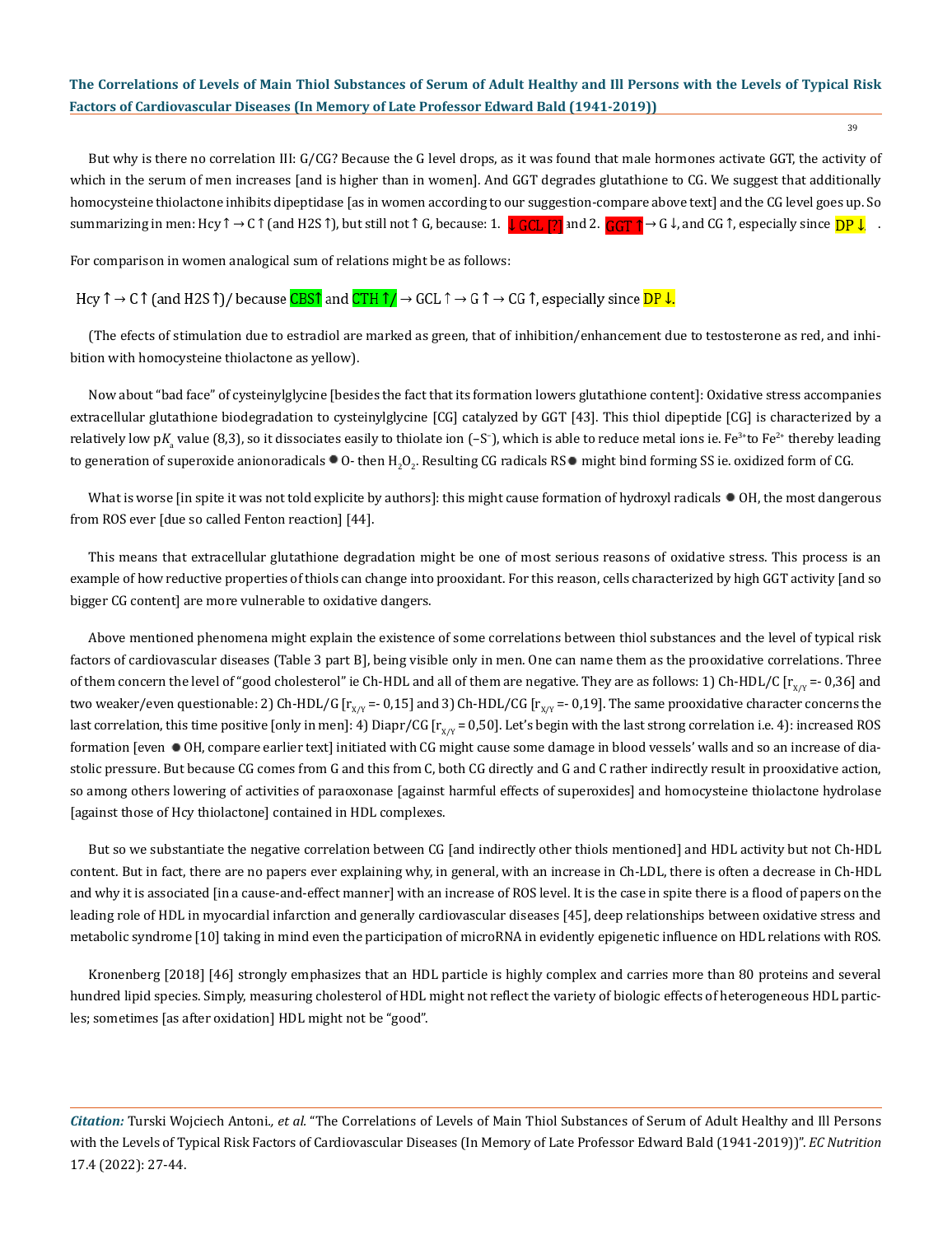But why is there no correlation III: G/CG? Because the G level drops, as it was found that male hormones activate GGT, the activity of which in the serum of men increases [and is higher than in women]. And GGT degrades glutathione to CG. We suggest that additionally homocysteine thiolactone inhibits dipeptidase [as in women according to our suggestion-compare above text] and the CG level goes up. So summarizing in men: Hcy↑ → C↑ (and H2S↑), but still not ↑ G, because: 1. ↓GCL [?] and 2. GGT↑ → G↓, and CG↑, especially since DP↓.

For comparison in women analogical sum of relations might be as follows:

Hcy↑ → C↑ (and H2S↑)/ because CBS↑ and CTH↑/ → GCL↑ → G↑ → CG↑, especially since DP↓.

(The efects of stimulation due to estradiol are marked as green, that of inhibition/enhancement due to testosterone as red, and inhibition with homocysteine thiolactone as yellow).

Now about "bad face" of cysteinylglycine [besides the fact that its formation lowers glutathione content]: Oxidative stress accompanies extracellular glutathione biodegradation to cysteinylglycine [CG] catalyzed by GGT [43]. This thiol dipeptide [CG] is characterized by a relatively low $pK_a$ value (8,3), so it dissociates easily to thiolate ion ($-S^-$), which is able to reduce metal ions ie. $Fe^{3+}$ to $Fe^{2+}$ thereby leading to generation of superoxide anionoradicals ●O- then $H_2O_2$. Resulting CG radicals RS● might bind forming SS ie. oxidized form of CG.

What is worse [in spite it was not told explicite by authors]: this might cause formation of hydroxyl radicals ●OH, the most dangerous from ROS ever [due so called Fenton reaction] [44].

This means that extracellular glutathione degradation might be one of most serious reasons of oxidative stress. This process is an example of how reductive properties of thiols can change into prooxidant. For this reason, cells characterized by high GGT activity [and so bigger CG content] are more vulnerable to oxidative dangers.

Above mentioned phenomena might explain the existence of some correlations between thiol substances and the level of typical risk factors of cardiovascular diseases (Table 3 part B], being visible only in men. One can name them as the prooxidative correlations. Three of them concern the level of "good cholesterol" ie Ch-HDL and all of them are negative. They are as follows: 1) Ch-HDL/C [$r_{X/Y}$ =- 0,36] and two weaker/even questionable: 2) Ch-HDL/G [$r_{X/Y}$ =- 0,15] and 3) Ch-HDL/CG [$r_{X/Y}$ =- 0,19]. The same prooxidative character concerns the last correlation, this time positive [only in men]: 4) Diapr/CG [$r_{X/Y}$ = 0,50]. Let's begin with the last strong correlation i.e. 4): increased ROS formation [even ●OH, compare earlier text] initiated with CG might cause some damage in blood vessels' walls and so an increase of diastolic pressure. But because CG comes from G and this from C, both CG directly and G and C rather indirectly result in prooxidative action, so among others lowering of activities of paraoxonase [against harmful effects of superoxides] and homocysteine thiolactone hydrolase [against those of Hcy thiolactone] contained in HDL complexes.

But so we substantiate the negative correlation between CG [and indirectly other thiols mentioned] and HDL activity but not Ch-HDL content. But in fact, there are no papers ever explaining why, in general, with an increase in Ch-LDL, there is often a decrease in Ch-HDL and why it is associated [in a cause-and-effect manner] with an increase of ROS level. It is the case in spite there is a flood of papers on the leading role of HDL in myocardial infarction and generally cardiovascular diseases [45], deep relationships between oxidative stress and metabolic syndrome [10] taking in mind even the participation of microRNA in evidently epigenetic influence on HDL relations with ROS.

Kronenberg [2018] [46] strongly emphasizes that an HDL particle is highly complex and carries more than 80 proteins and several hundred lipid species. Simply, measuring cholesterol of HDL might not reflect the variety of biologic effects of heterogeneous HDL particles; sometimes [as after oxidation] HDL might not be "good".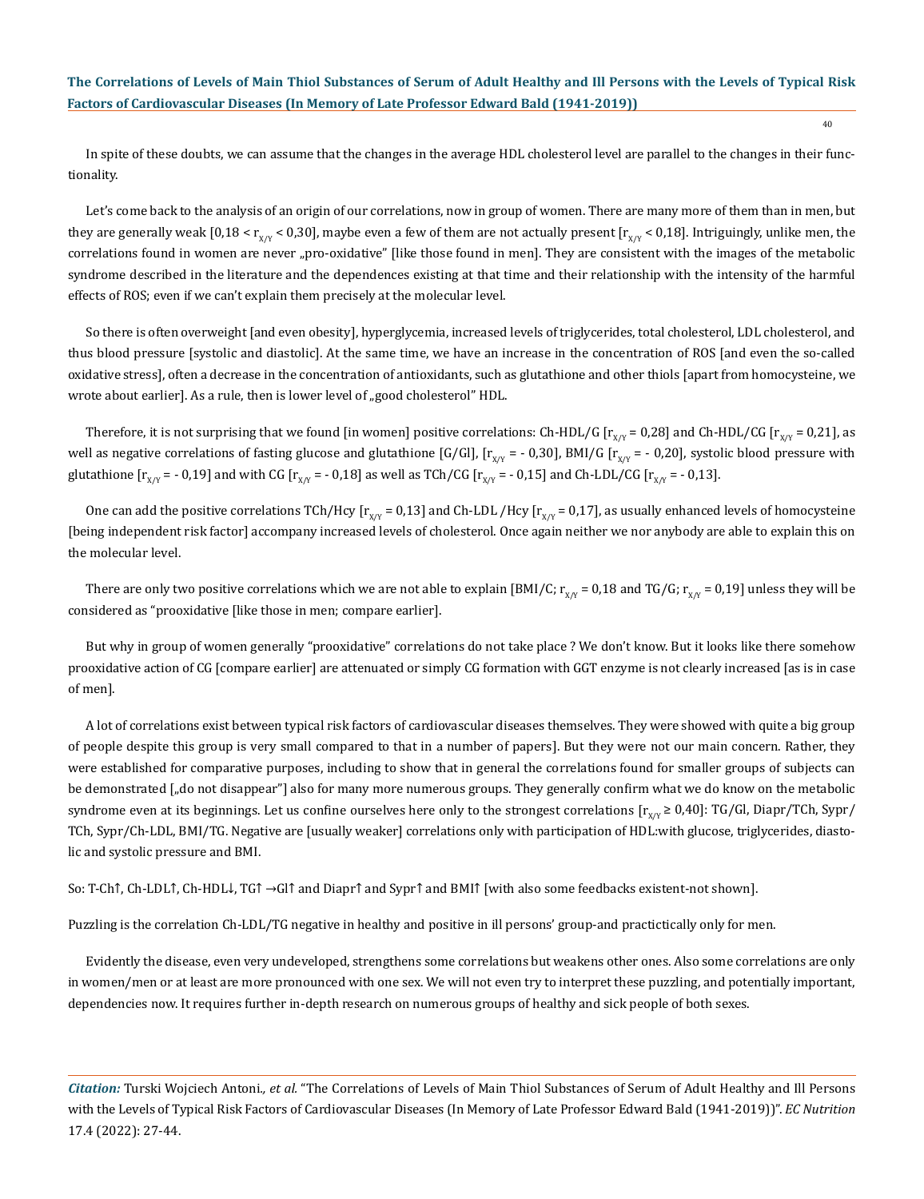In spite of these doubts, we can assume that the changes in the average HDL cholesterol level are parallel to the changes in their functionality.

Let's come back to the analysis of an origin of our correlations, now in group of women. There are many more of them than in men, but they are generally weak [0,18 < $r_{X/Y}$ < 0,30], maybe even a few of them are not actually present [$r_{X/Y}$ < 0,18]. Intriguingly, unlike men, the correlations found in women are never „pro-oxidative" [like those found in men]. They are consistent with the images of the metabolic syndrome described in the literature and the dependences existing at that time and their relationship with the intensity of the harmful effects of ROS; even if we can't explain them precisely at the molecular level.

So there is often overweight [and even obesity], hyperglycemia, increased levels of triglycerides, total cholesterol, LDL cholesterol, and thus blood pressure [systolic and diastolic]. At the same time, we have an increase in the concentration of ROS [and even the so-called oxidative stress], often a decrease in the concentration of antioxidants, such as glutathione and other thiols [apart from homocysteine, we wrote about earlier]. As a rule, then is lower level of „good cholesterol" HDL.

Therefore, it is not surprising that we found [in women] positive correlations: Ch-HDL/G [$r_{X/Y}$ = 0,28] and Ch-HDL/CG [$r_{X/Y}$ = 0,21], as well as negative correlations of fasting glucose and glutathione [G/Gl], [$r_{X/Y}$ = - 0,30], BMI/G [$r_{X/Y}$ = - 0,20], systolic blood pressure with glutathione [$r_{X/Y}$ = - 0,19] and with CG [$r_{X/Y}$ = - 0,18] as well as TCh/CG [$r_{X/Y}$ = - 0,15] and Ch-LDL/CG [$r_{X/Y}$ = - 0,13].

One can add the positive correlations TCh/Hcy [$r_{X/Y}$ = 0,13] and Ch-LDL /Hcy [$r_{X/Y}$ = 0,17], as usually enhanced levels of homocysteine [being independent risk factor] accompany increased levels of cholesterol. Once again neither we nor anybody are able to explain this on the molecular level.

There are only two positive correlations which we are not able to explain [BMI/C; $r_{X/Y}$ = 0,18 and TG/G; $r_{X/Y}$ = 0,19] unless they will be considered as "prooxidative [like those in men; compare earlier].

But why in group of women generally "prooxidative" correlations do not take place ? We don't know. But it looks like there somehow prooxidative action of CG [compare earlier] are attenuated or simply CG formation with GGT enzyme is not clearly increased [as is in case of men].

A lot of correlations exist between typical risk factors of cardiovascular diseases themselves. They were showed with quite a big group of people despite this group is very small compared to that in a number of papers]. But they were not our main concern. Rather, they were established for comparative purposes, including to show that in general the correlations found for smaller groups of subjects can be demonstrated [„do not disappear"] also for many more numerous groups. They generally confirm what we do know on the metabolic syndrome even at its beginnings. Let us confine ourselves here only to the strongest correlations [$r_{X/Y}$ ≥ 0,40]: TG/Gl, Diapr/TCh, Sypr/TCh, Sypr/Ch-LDL, BMI/TG. Negative are [usually weaker] correlations only with participation of HDL:with glucose, triglycerides, diastolic and systolic pressure and BMI.

So: T-Ch↑, Ch-LDL↑, Ch-HDL↓, TG↑ →Gl↑ and Diapr↑ and Sypr↑ and BMI↑ [with also some feedbacks existent-not shown].

Puzzling is the correlation Ch-LDL/TG negative in healthy and positive in ill persons' group-and practictically only for men.

Evidently the disease, even very undeveloped, strengthens some correlations but weakens other ones. Also some correlations are only in women/men or at least are more pronounced with one sex. We will not even try to interpret these puzzling, and potentially important, dependencies now. It requires further in-depth research on numerous groups of healthy and sick people of both sexes.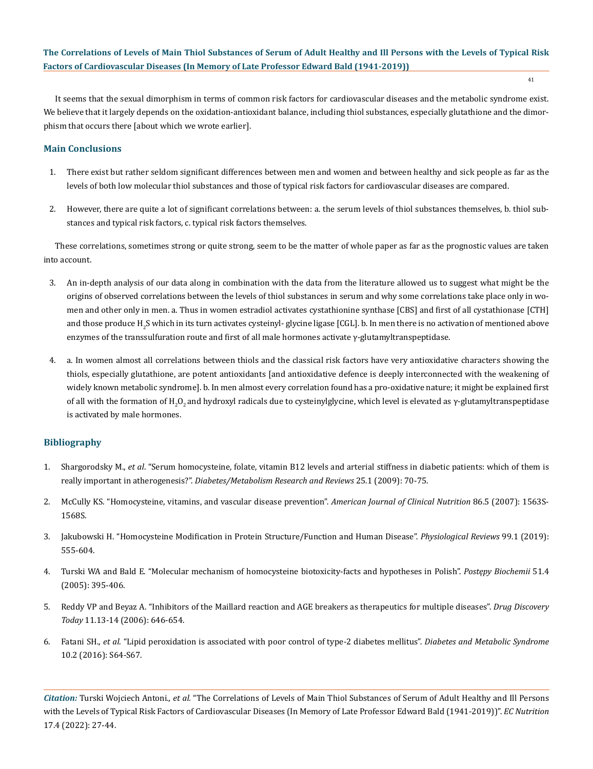It seems that the sexual dimorphism in terms of common risk factors for cardiovascular diseases and the metabolic syndrome exist. We believe that it largely depends on the oxidation-antioxidant balance, including thiol substances, especially glutathione and the dimorphism that occurs there [about which we wrote earlier].

## Main Conclusions

1. There exist but rather seldom significant differences between men and women and between healthy and sick people as far as the levels of both low molecular thiol substances and those of typical risk factors for cardiovascular diseases are compared.

2. However, there are quite a lot of significant correlations between: a. the serum levels of thiol substances themselves, b. thiol substances and typical risk factors, c. typical risk factors themselves.

These correlations, sometimes strong or quite strong, seem to be the matter of whole paper as far as the prognostic values are taken into account.

3. An in-depth analysis of our data along in combination with the data from the literature allowed us to suggest what might be the origins of observed correlations between the levels of thiol substances in serum and why some correlations take place only in women and other only in men. a. Thus in women estradiol activates cystathionine synthase [CBS] and first of all cystathionase [CTH] and those produce $H_2S$ which in its turn activates cysteinyl- glycine ligase [CGL]. b. In men there is no activation of mentioned above enzymes of the transsulfuration route and first of all male hormones activate γ-glutamyltranspeptidase.

4. a. In women almost all correlations between thiols and the classical risk factors have very antioxidative characters showing the thiols, especially glutathione, are potent antioxidants [and antioxidative defence is deeply interconnected with the weakening of widely known metabolic syndrome]. b. In men almost every correlation found has a pro-oxidative nature; it might be explained first of all with the formation of $H_2O_2$ and hydroxyl radicals due to cysteinylglycine, which level is elevated as γ-glutamyltranspeptidase is activated by male hormones.

## Bibliography

1. Shargorodsky M., *et al*. "Serum homocysteine, folate, vitamin B12 levels and arterial stiffness in diabetic patients: which of them is really important in atherogenesis?". *Diabetes/Metabolism Research and Reviews* 25.1 (2009): 70-75.

2. McCully KS. "Homocysteine, vitamins, and vascular disease prevention". *American Journal of Clinical Nutrition* 86.5 (2007): 1563S-1568S.

3. Jakubowski H. "Homocysteine Modification in Protein Structure/Function and Human Disease". *Physiological Reviews* 99.1 (2019): 555-604.

4. Turski WA and Bald E. "Molecular mechanism of homocysteine biotoxicity-facts and hypotheses in Polish". *Postępy Biochemii* 51.4 (2005): 395-406.

5. Reddy VP and Beyaz A. "Inhibitors of the Maillard reaction and AGE breakers as therapeutics for multiple diseases". *Drug Discovery Today* 11.13-14 (2006): 646-654.

6. Fatani SH., *et al*. "Lipid peroxidation is associated with poor control of type-2 diabetes mellitus". *Diabetes and Metabolic Syndrome* 10.2 (2016): S64-S67.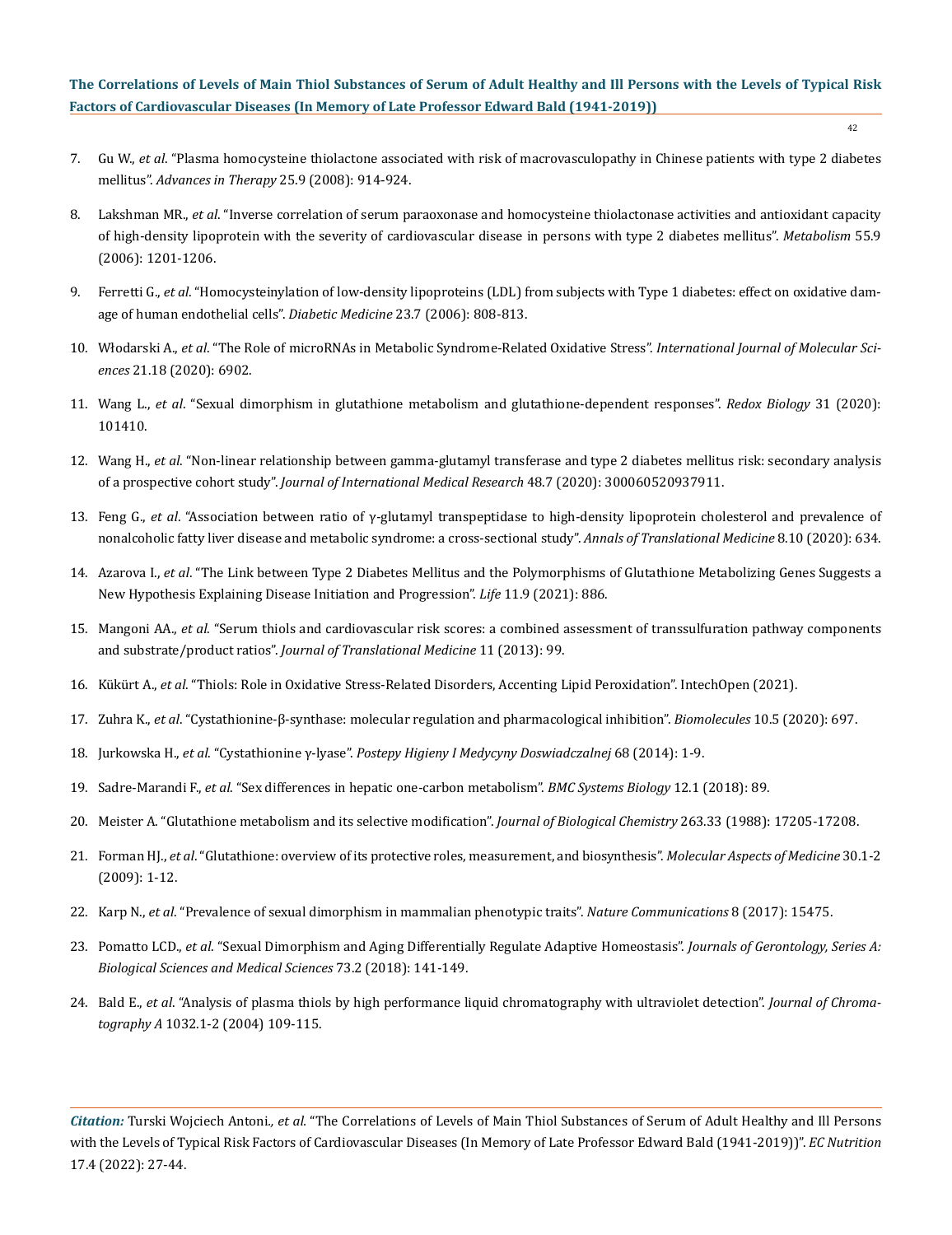7. Gu W., *et al*. "Plasma homocysteine thiolactone associated with risk of macrovasculopathy in Chinese patients with type 2 diabetes mellitus". *Advances in Therapy* 25.9 (2008): 914-924.

8. Lakshman MR., *et al*. "Inverse correlation of serum paraoxonase and homocysteine thiolactonase activities and antioxidant capacity of high-density lipoprotein with the severity of cardiovascular disease in persons with type 2 diabetes mellitus". *Metabolism* 55.9 (2006): 1201-1206.

9. Ferretti G., *et al*. "Homocysteinylation of low-density lipoproteins (LDL) from subjects with Type 1 diabetes: effect on oxidative damage of human endothelial cells". *Diabetic Medicine* 23.7 (2006): 808-813.

10. Włodarski A., *et al*. "The Role of microRNAs in Metabolic Syndrome-Related Oxidative Stress". *International Journal of Molecular Sciences* 21.18 (2020): 6902.

11. Wang L., *et al*. "Sexual dimorphism in glutathione metabolism and glutathione-dependent responses". *Redox Biology* 31 (2020): 101410.

12. Wang H., *et al*. "Non-linear relationship between gamma-glutamyl transferase and type 2 diabetes mellitus risk: secondary analysis of a prospective cohort study". *Journal of International Medical Research* 48.7 (2020): 300060520937911.

13. Feng G., *et al*. "Association between ratio of γ-glutamyl transpeptidase to high-density lipoprotein cholesterol and prevalence of nonalcoholic fatty liver disease and metabolic syndrome: a cross-sectional study". *Annals of Translational Medicine* 8.10 (2020): 634.

14. Azarova I., *et al*. "The Link between Type 2 Diabetes Mellitus and the Polymorphisms of Glutathione Metabolizing Genes Suggests a New Hypothesis Explaining Disease Initiation and Progression". *Life* 11.9 (2021): 886.

15. Mangoni AA., *et al*. "Serum thiols and cardiovascular risk scores: a combined assessment of transsulfuration pathway components and substrate/product ratios". *Journal of Translational Medicine* 11 (2013): 99.

16. Kükürt A., *et al*. "Thiols: Role in Oxidative Stress-Related Disorders, Accenting Lipid Peroxidation". IntechOpen (2021).

17. Zuhra K., *et al*. "Cystathionine-β-synthase: molecular regulation and pharmacological inhibition". *Biomolecules* 10.5 (2020): 697.

18. Jurkowska H., *et al*. "Cystathionine γ-lyase". *Postepy Higieny I Medycyny Doswiadczalnej* 68 (2014): 1-9.

19. Sadre-Marandi F., *et al*. "Sex differences in hepatic one-carbon metabolism". *BMC Systems Biology* 12.1 (2018): 89.

20. Meister A. "Glutathione metabolism and its selective modification". *Journal of Biological Chemistry* 263.33 (1988): 17205-17208.

21. Forman HJ., *et al*. "Glutathione: overview of its protective roles, measurement, and biosynthesis". *Molecular Aspects of Medicine* 30.1-2 (2009): 1-12.

22. Karp N., *et al*. "Prevalence of sexual dimorphism in mammalian phenotypic traits". *Nature Communications* 8 (2017): 15475.

23. Pomatto LCD., *et al*. "Sexual Dimorphism and Aging Differentially Regulate Adaptive Homeostasis". *Journals of Gerontology, Series A: Biological Sciences and Medical Sciences* 73.2 (2018): 141-149.

24. Bald E., *et al*. "Analysis of plasma thiols by high performance liquid chromatography with ultraviolet detection". *Journal of Chromatography A* 1032.1-2 (2004) 109-115.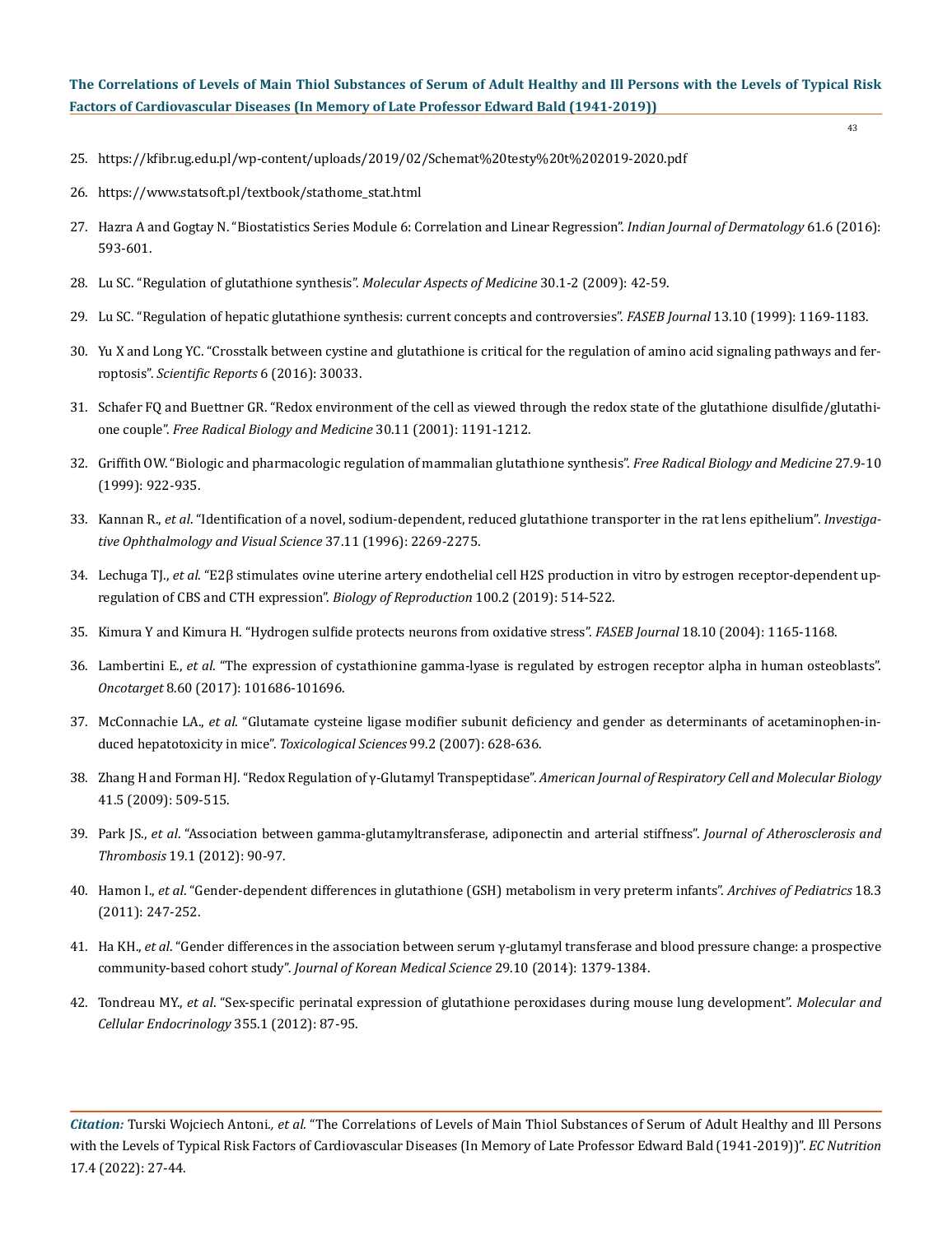25. https://kfibr.ug.edu.pl/wp-content/uploads/2019/02/Schemat%20testy%20t%202019-2020.pdf

26. https://www.statsoft.pl/textbook/stathome_stat.html

27. Hazra A and Gogtay N. "Biostatistics Series Module 6: Correlation and Linear Regression". *Indian Journal of Dermatology* 61.6 (2016): 593-601.

28. Lu SC. "Regulation of glutathione synthesis". *Molecular Aspects of Medicine* 30.1-2 (2009): 42-59.

29. Lu SC. "Regulation of hepatic glutathione synthesis: current concepts and controversies". *FASEB Journal* 13.10 (1999): 1169-1183.

30. Yu X and Long YC. "Crosstalk between cystine and glutathione is critical for the regulation of amino acid signaling pathways and ferroptosis". *Scientific Reports* 6 (2016): 30033.

31. Schafer FQ and Buettner GR. "Redox environment of the cell as viewed through the redox state of the glutathione disulfide/glutathione couple". *Free Radical Biology and Medicine* 30.11 (2001): 1191-1212.

32. Griffith OW. "Biologic and pharmacologic regulation of mammalian glutathione synthesis". *Free Radical Biology and Medicine* 27.9-10 (1999): 922-935.

33. Kannan R., *et al*. "Identification of a novel, sodium-dependent, reduced glutathione transporter in the rat lens epithelium". *Investigative Ophthalmology and Visual Science* 37.11 (1996): 2269-2275.

34. Lechuga TJ., *et al*. "E2β stimulates ovine uterine artery endothelial cell H2S production in vitro by estrogen receptor-dependent upregulation of CBS and CTH expression". *Biology of Reproduction* 100.2 (2019): 514-522.

35. Kimura Y and Kimura H. "Hydrogen sulfide protects neurons from oxidative stress". *FASEB Journal* 18.10 (2004): 1165-1168.

36. Lambertini E., *et al*. "The expression of cystathionine gamma-lyase is regulated by estrogen receptor alpha in human osteoblasts". *Oncotarget* 8.60 (2017): 101686-101696.

37. McConnachie LA., *et al*. "Glutamate cysteine ligase modifier subunit deficiency and gender as determinants of acetaminophen-induced hepatotoxicity in mice". *Toxicological Sciences* 99.2 (2007): 628-636.

38. Zhang H and Forman HJ. "Redox Regulation of γ-Glutamyl Transpeptidase". *American Journal of Respiratory Cell and Molecular Biology* 41.5 (2009): 509-515.

39. Park JS., *et al*. "Association between gamma-glutamyltransferase, adiponectin and arterial stiffness". *Journal of Atherosclerosis and Thrombosis* 19.1 (2012): 90-97.

40. Hamon I., *et al*. "Gender-dependent differences in glutathione (GSH) metabolism in very preterm infants". *Archives of Pediatrics* 18.3 (2011): 247-252.

41. Ha KH., *et al*. "Gender differences in the association between serum γ-glutamyl transferase and blood pressure change: a prospective community-based cohort study". *Journal of Korean Medical Science* 29.10 (2014): 1379-1384.

42. Tondreau MY., *et al*. "Sex-specific perinatal expression of glutathione peroxidases during mouse lung development". *Molecular and Cellular Endocrinology* 355.1 (2012): 87-95.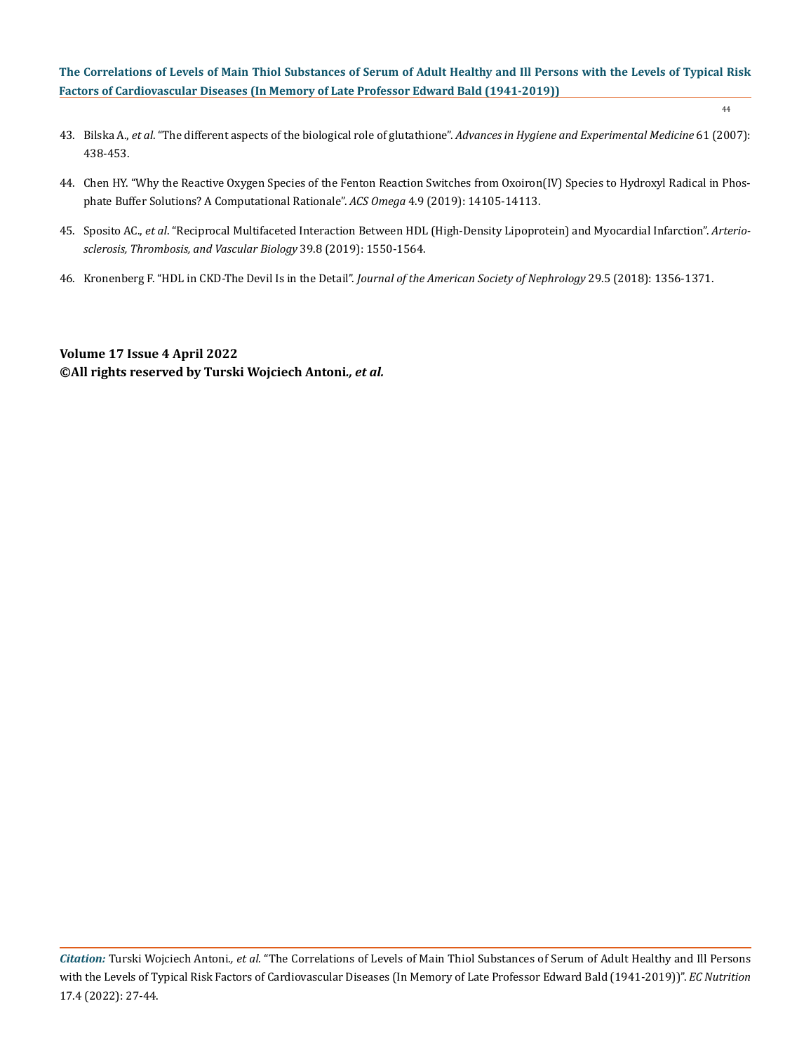43. Bilska A., *et al*. "The different aspects of the biological role of glutathione". *Advances in Hygiene and Experimental Medicine* 61 (2007): 438-453.

44. Chen HY. "Why the Reactive Oxygen Species of the Fenton Reaction Switches from Oxoiron(IV) Species to Hydroxyl Radical in Phosphate Buffer Solutions? A Computational Rationale". *ACS Omega* 4.9 (2019): 14105-14113.

45. Sposito AC., *et al*. "Reciprocal Multifaceted Interaction Between HDL (High-Density Lipoprotein) and Myocardial Infarction". *Arteriosclerosis, Thrombosis, and Vascular Biology* 39.8 (2019): 1550-1564.

46. Kronenberg F. "HDL in CKD-The Devil Is in the Detail". *Journal of the American Society of Nephrology* 29.5 (2018): 1356-1371.

**Volume 17 Issue 4 April 2022**
**©All rights reserved by Turski Wojciech Antoni.*, et al.***